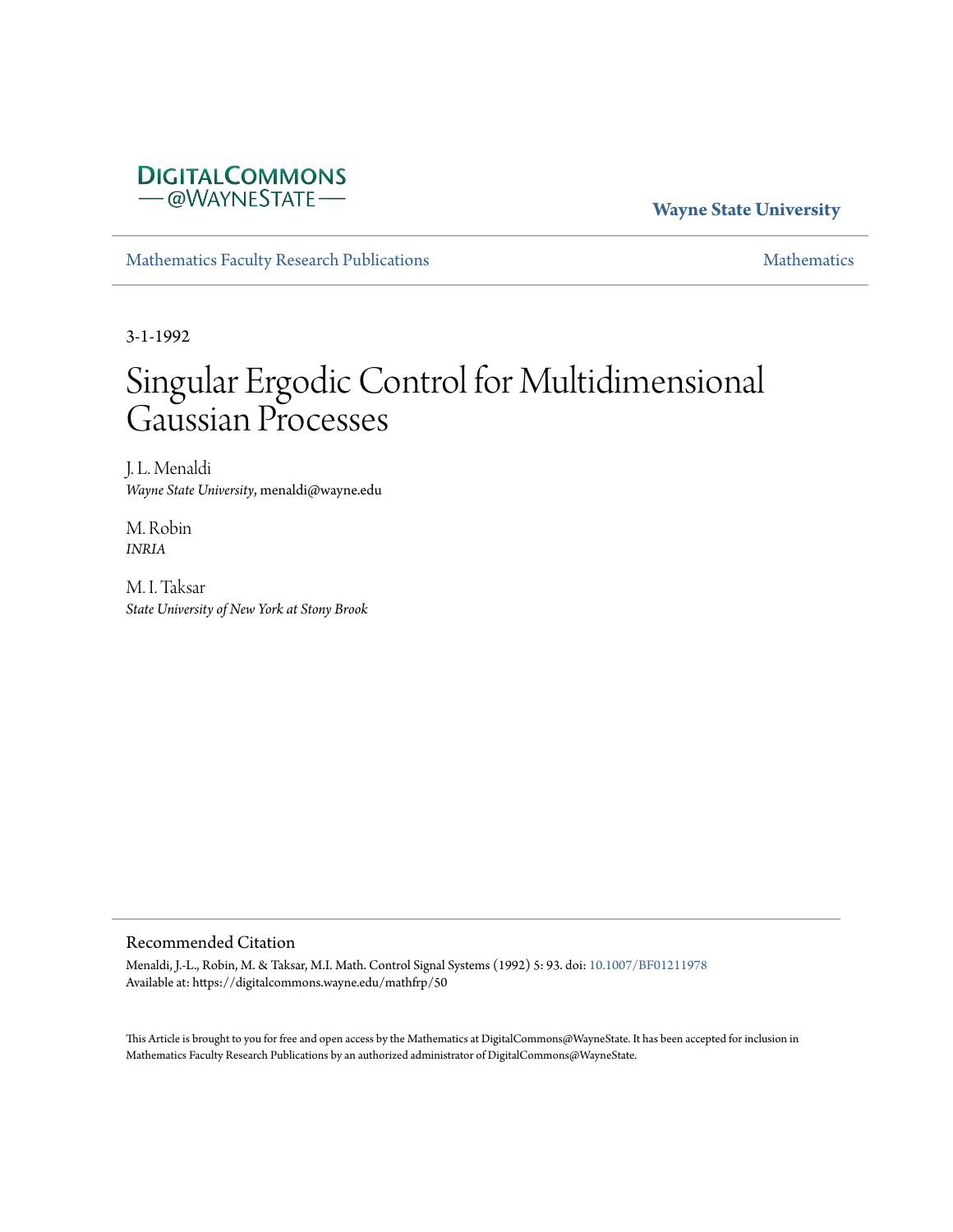DigitalCommons @WayneState

**Wayne State University**

Mathematics Faculty Research Publications

Mathematics

3-1-1992

# Singular Ergodic Control for Multidimensional Gaussian Processes

J. L. Menaldi
*Wayne State University*, menaldi@wayne.edu

M. Robin
*INRIA*

M. I. Taksar
*State University of New York at Stony Brook*

## Recommended Citation

Menaldi, J.-L., Robin, M. & Taksar, M.I. Math. Control Signal Systems (1992) 5: 93. doi: 10.1007/BF01211978
Available at: https://digitalcommons.wayne.edu/mathfrp/50

This Article is brought to you for free and open access by the Mathematics at DigitalCommons@WayneState. It has been accepted for inclusion in Mathematics Faculty Research Publications by an authorized administrator of DigitalCommons@WayneState.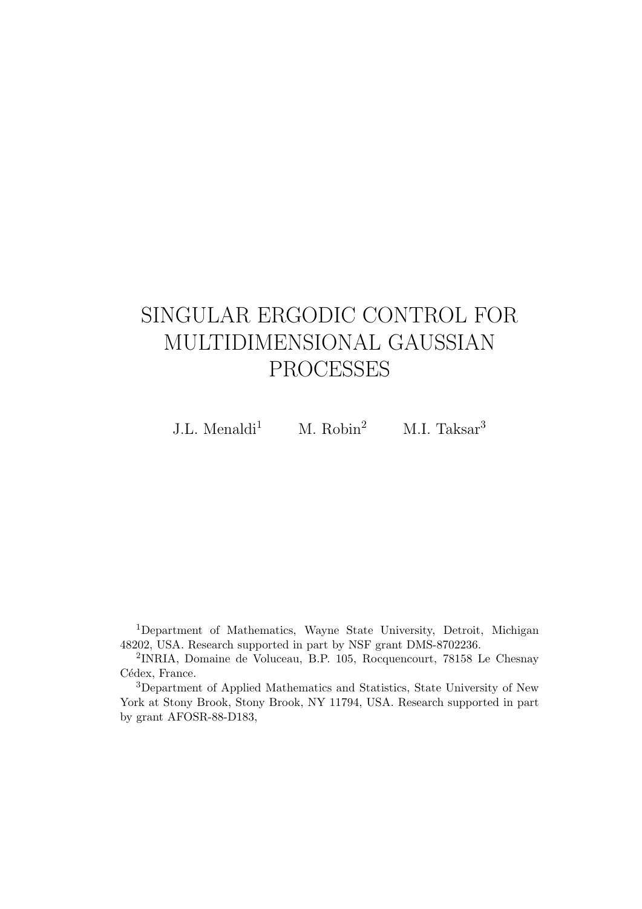# SINGULAR ERGODIC CONTROL FOR MULTIDIMENSIONAL GAUSSIAN PROCESSES

J.L. Menaldi[1] M. Robin[2] M.I. Taksar[3]

[1]Department of Mathematics, Wayne State University, Detroit, Michigan 48202, USA. Research supported in part by NSF grant DMS-8702236.

[2]INRIA, Domaine de Voluceau, B.P. 105, Rocquencourt, 78158 Le Chesnay Cédex, France.

[3]Department of Applied Mathematics and Statistics, State University of New York at Stony Brook, Stony Brook, NY 11794, USA. Research supported in part by grant AFOSR-88-D183,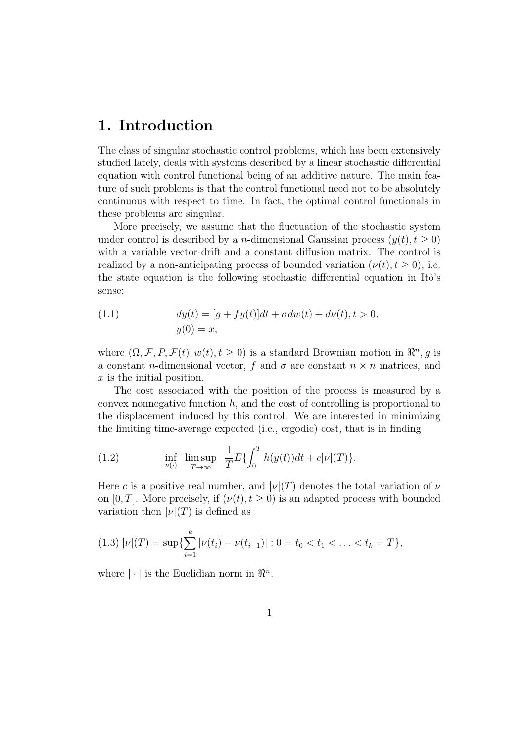# 1. Introduction

The class of singular stochastic control problems, which has been extensively studied lately, deals with systems described by a linear stochastic differential equation with control functional being of an additive nature. The main feature of such problems is that the control functional need not to be absolutely continuous with respect to time. In fact, the optimal control functionals in these problems are singular.

More precisely, we assume that the fluctuation of the stochastic system under control is described by a $n$-dimensional Gaussian process $(y(t), t \geq 0)$ with a variable vector-drift and a constant diffusion matrix. The control is realized by a non-anticipating process of bounded variation $(\nu(t), t \geq 0)$, i.e. the state equation is the following stochastic differential equation in Itô's sense:

$$
\begin{aligned}
(1.1) \qquad & dy(t) = [g + fy(t)]dt + \sigma dw(t) + d\nu(t), t > 0, \\
& y(0) = x,
\end{aligned}
$$

where $(\Omega, \mathcal{F}, P, \mathcal{F}(t), w(t), t \geq 0)$ is a standard Brownian motion in $\Re^n$, $g$ is a constant $n$-dimensional vector, $f$ and $\sigma$ are constant $n \times n$ matrices, and $x$ is the initial position.

The cost associated with the position of the process is measured by a convex nonnegative function $h$, and the cost of controlling is proportional to the displacement induced by this control. We are interested in minimizing the limiting time-average expected (i.e., ergodic) cost, that is in finding

$$
(1.2) \qquad \inf_{\nu(\cdot)} \limsup_{T \to \infty} \frac{1}{T} E\{\int_0^T h(y(t))dt + c|\nu|(T)\}.
$$

Here $c$ is a positive real number, and $|\nu|(T)$ denotes the total variation of $\nu$ on $[0, T]$. More precisely, if $(\nu(t), t \geq 0)$ is an adapted process with bounded variation then $|\nu|(T)$ is defined as

$$
(1.3) \; |\nu|(T) = \sup\{\sum_{i=1}^{k} |\nu(t_i) - \nu(t_{i-1})| : 0 = t_0 < t_1 < \ldots < t_k = T\},
$$

where $|\cdot|$ is the Euclidian norm in $\Re^n$.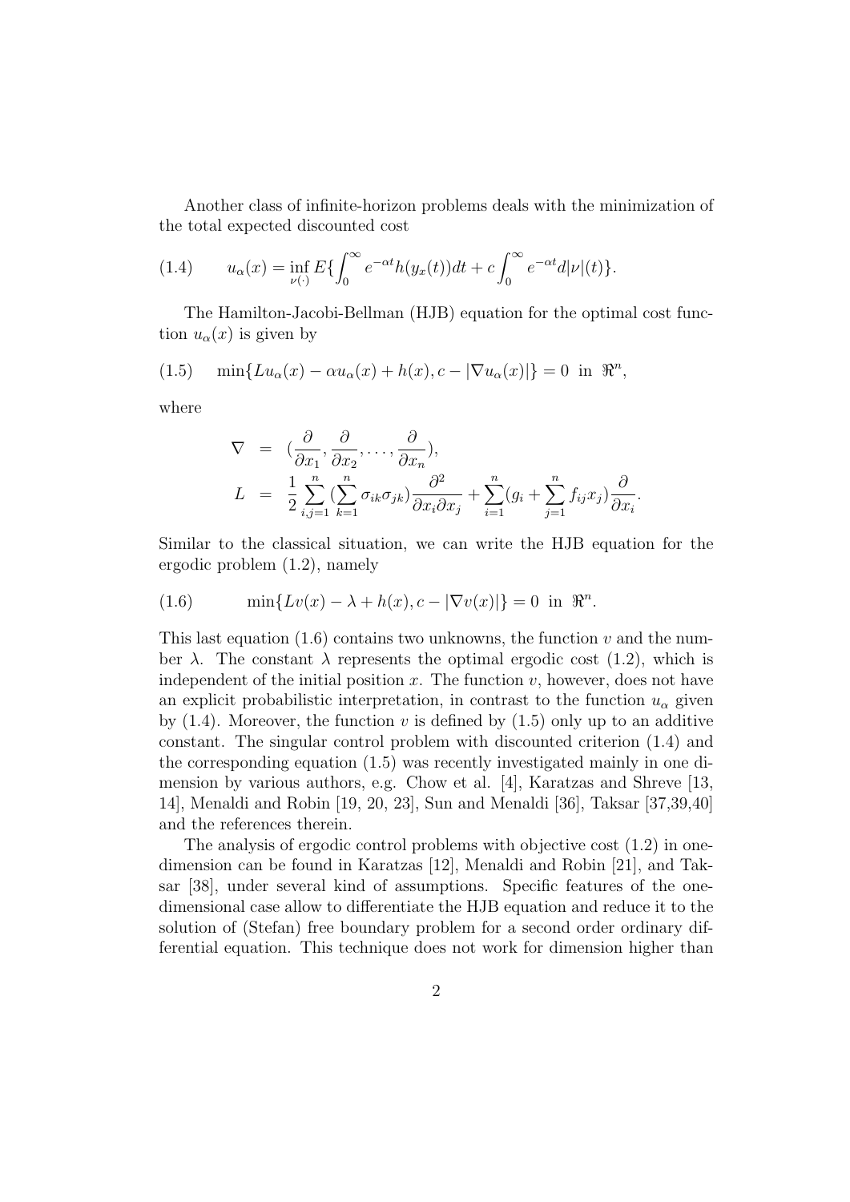Another class of infinite-horizon problems deals with the minimization of the total expected discounted cost

$$
(1.4) \qquad u_\alpha(x) = \inf_{\nu(\cdot)} E\{\int_0^\infty e^{-\alpha t} h(y_x(t))dt + c\int_0^\infty e^{-\alpha t} d|\nu|(t)\}.
$$

The Hamilton-Jacobi-Bellman (HJB) equation for the optimal cost function $u_\alpha(x)$ is given by

$$
(1.5) \qquad \min\{Lu_\alpha(x) - \alpha u_\alpha(x) + h(x), c - |\nabla u_\alpha(x)|\} = 0 \ \text{ in } \ \Re^n,
$$

where

$$
\begin{aligned}
\nabla &= (\frac{\partial}{\partial x_1}, \frac{\partial}{\partial x_2}, \ldots, \frac{\partial}{\partial x_n}), \\
L &= \frac{1}{2}\sum_{i,j=1}^n (\sum_{k=1}^n \sigma_{ik}\sigma_{jk})\frac{\partial^2}{\partial x_i \partial x_j} + \sum_{i=1}^n (g_i + \sum_{j=1}^n f_{ij}x_j)\frac{\partial}{\partial x_i}.
\end{aligned}
$$

Similar to the classical situation, we can write the HJB equation for the ergodic problem (1.2), namely

$$
(1.6) \qquad \min\{Lv(x) - \lambda + h(x), c - |\nabla v(x)|\} = 0 \ \text{ in } \ \Re^n.
$$

This last equation (1.6) contains two unknowns, the function $v$ and the number $\lambda$. The constant $\lambda$ represents the optimal ergodic cost (1.2), which is independent of the initial position $x$. The function $v$, however, does not have an explicit probabilistic interpretation, in contrast to the function $u_\alpha$ given by (1.4). Moreover, the function $v$ is defined by (1.5) only up to an additive constant. The singular control problem with discounted criterion (1.4) and the corresponding equation (1.5) was recently investigated mainly in one dimension by various authors, e.g. Chow et al. [4], Karatzas and Shreve [13, 14], Menaldi and Robin [19, 20, 23], Sun and Menaldi [36], Taksar [37,39,40] and the references therein.

The analysis of ergodic control problems with objective cost (1.2) in one-dimension can be found in Karatzas [12], Menaldi and Robin [21], and Taksar [38], under several kind of assumptions. Specific features of the one-dimensional case allow to differentiate the HJB equation and reduce it to the solution of (Stefan) free boundary problem for a second order ordinary differential equation. This technique does not work for dimension higher than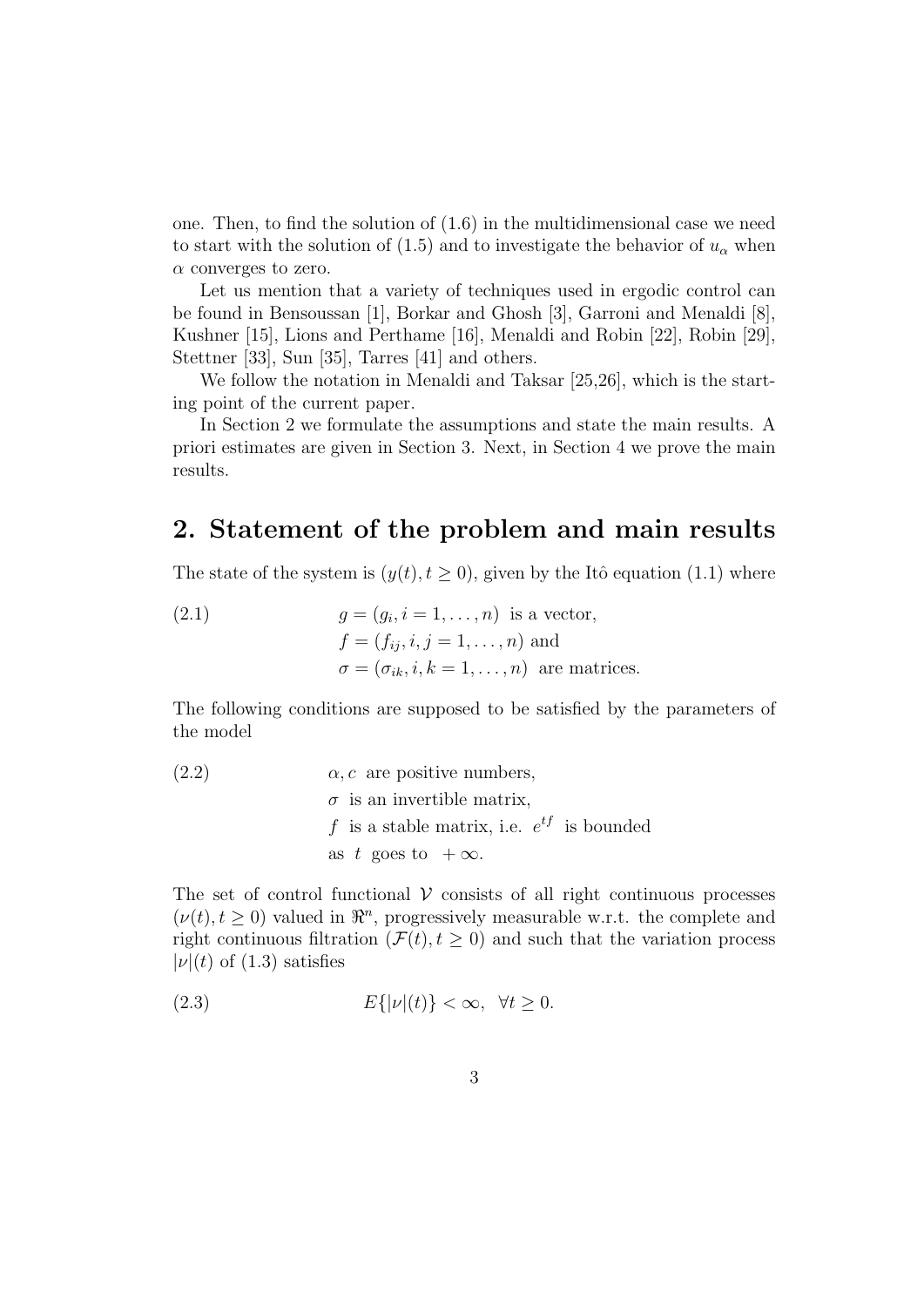one. Then, to find the solution of (1.6) in the multidimensional case we need to start with the solution of (1.5) and to investigate the behavior of $u_\alpha$ when $\alpha$ converges to zero.

Let us mention that a variety of techniques used in ergodic control can be found in Bensoussan [1], Borkar and Ghosh [3], Garroni and Menaldi [8], Kushner [15], Lions and Perthame [16], Menaldi and Robin [22], Robin [29], Stettner [33], Sun [35], Tarres [41] and others.

We follow the notation in Menaldi and Taksar [25,26], which is the starting point of the current paper.

In Section 2 we formulate the assumptions and state the main results. A priori estimates are given in Section 3. Next, in Section 4 we prove the main results.

## 2. Statement of the problem and main results

The state of the system is $(y(t), t \geq 0)$, given by the Itô equation (1.1) where

$$
\begin{aligned}
&g = (g_i, i = 1, \ldots, n) \ \text{ is a vector,} \\
&f = (f_{ij}, i, j = 1, \ldots, n) \ \text{and} \\
&\sigma = (\sigma_{ik}, i, k = 1, \ldots, n) \ \text{ are matrices.}
\end{aligned} \tag{2.1}
$$

The following conditions are supposed to be satisfied by the parameters of the model

$$
\begin{aligned}
&\alpha, c \ \text{ are positive numbers,} \\
&\sigma \ \text{ is an invertible matrix,} \\
&f \ \text{ is a stable matrix, i.e. } e^{tf} \ \text{ is bounded} \\
&\text{as } \ t \ \text{ goes to } \ +\infty.
\end{aligned} \tag{2.2}
$$

The set of control functional $\mathcal{V}$ consists of all right continuous processes $(\nu(t), t \geq 0)$ valued in $\Re^n$, progressively measurable w.r.t. the complete and right continuous filtration $(\mathcal{F}(t), t \geq 0)$ and such that the variation process $|\nu|(t)$ of (1.3) satisfies

$$
E\{|\nu|(t)\} < \infty, \ \ \forall t \geq 0. \tag{2.3}
$$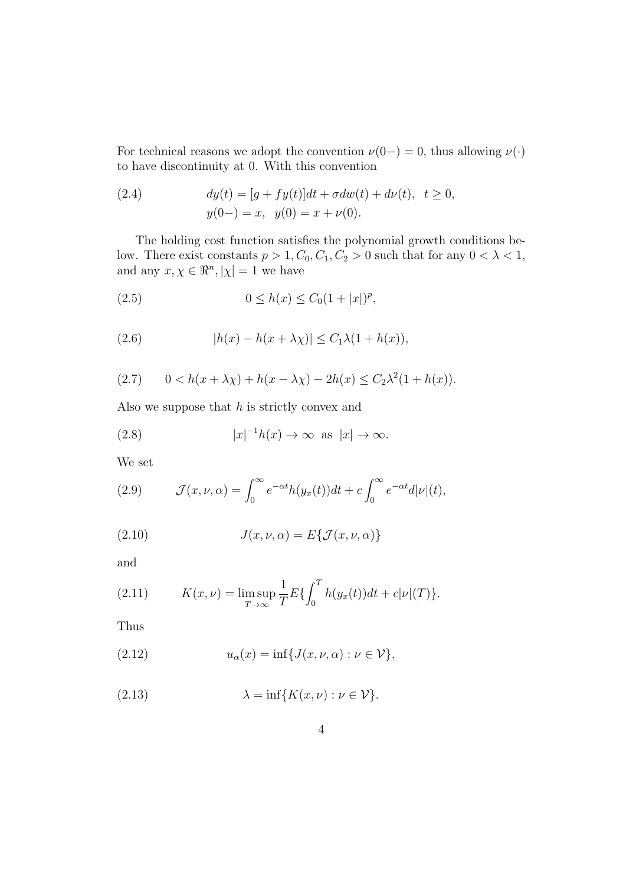For technical reasons we adopt the convention $\nu(0-) = 0$, thus allowing $\nu(\cdot)$ to have discontinuity at 0. With this convention

$$
\begin{aligned}
dy(t) &= [g + fy(t)]dt + \sigma dw(t) + d\nu(t), \quad t \geq 0, \\
y(0-) &= x, \quad y(0) = x + \nu(0).
\end{aligned}
\tag{2.4}
$$

The holding cost function satisfies the polynomial growth conditions below. There exist constants $p > 1, C_0, C_1, C_2 > 0$ such that for any $0 < \lambda < 1$, and any $x, \chi \in \Re^n, |\chi| = 1$ we have

$$
0 \leq h(x) \leq C_0(1 + |x|)^p, \tag{2.5}
$$

$$
|h(x) - h(x + \lambda\chi)| \leq C_1\lambda(1 + h(x)), \tag{2.6}
$$

$$
0 < h(x + \lambda\chi) + h(x - \lambda\chi) - 2h(x) \leq C_2\lambda^2(1 + h(x)). \tag{2.7}
$$

Also we suppose that $h$ is strictly convex and

$$
|x|^{-1}h(x) \to \infty \text{ as } |x| \to \infty. \tag{2.8}
$$

We set

$$
\mathcal{J}(x, \nu, \alpha) = \int_0^\infty e^{-\alpha t}h(y_x(t))dt + c\int_0^\infty e^{-\alpha t}d|\nu|(t), \tag{2.9}
$$

$$
J(x, \nu, \alpha) = E\{\mathcal{J}(x, \nu, \alpha)\} \tag{2.10}
$$

and

$$
K(x, \nu) = \limsup_{T \to \infty} \frac{1}{T}E\{\int_0^T h(y_x(t))dt + c|\nu|(T)\}. \tag{2.11}
$$

Thus

$$
u_\alpha(x) = \inf\{J(x, \nu, \alpha) : \nu \in \mathcal{V}\}, \tag{2.12}
$$

$$
\lambda = \inf\{K(x, \nu) : \nu \in \mathcal{V}\}. \tag{2.13}
$$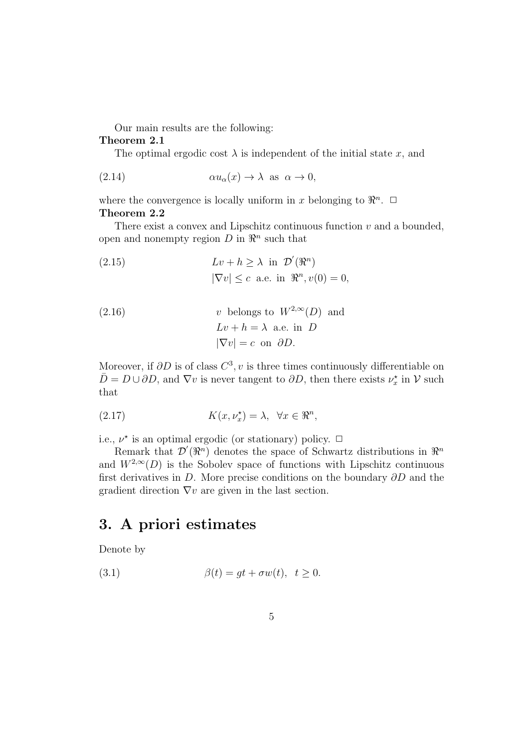Our main results are the following:

**Theorem 2.1**

The optimal ergodic cost $\lambda$ is independent of the initial state $x$, and

$$\alpha u_\alpha(x) \to \lambda \text{ as } \alpha \to 0, \tag{2.14}$$

where the convergence is locally uniform in $x$ belonging to $\Re^n$. $\Box$

**Theorem 2.2**

There exist a convex and Lipschitz continuous function $v$ and a bounded, open and nonempty region $D$ in $\Re^n$ such that

$$\begin{aligned} & Lv + h \geq \lambda \text{ in } \mathcal{D}'(\Re^n) \\ & |\nabla v| \leq c \text{ a.e. in } \Re^n, v(0) = 0, \end{aligned} \tag{2.15}$$

$$\begin{aligned} & v \text{ belongs to } W^{2,\infty}(D) \text{ and} \\ & Lv + h = \lambda \text{ a.e. in } D \\ & |\nabla v| = c \text{ on } \partial D. \end{aligned} \tag{2.16}$$

Moreover, if $\partial D$ is of class $C^3, v$ is three times continuously differentiable on $\bar{D} = D \cup \partial D$, and $\nabla v$ is never tangent to $\partial D$, then there exists $\nu_x^\star$ in $\mathcal{V}$ such that

$$K(x, \nu_x^\star) = \lambda, \;\; \forall x \in \Re^n, \tag{2.17}$$

i.e., $\nu^\star$ is an optimal ergodic (or stationary) policy. $\Box$

Remark that $\mathcal{D}'(\Re^n)$ denotes the space of Schwartz distributions in $\Re^n$ and $W^{2,\infty}(D)$ is the Sobolev space of functions with Lipschitz continuous first derivatives in $D$. More precise conditions on the boundary $\partial D$ and the gradient direction $\nabla v$ are given in the last section.

# 3. A priori estimates

Denote by

$$\beta(t) = gt + \sigma w(t), \;\; t \geq 0. \tag{3.1}$$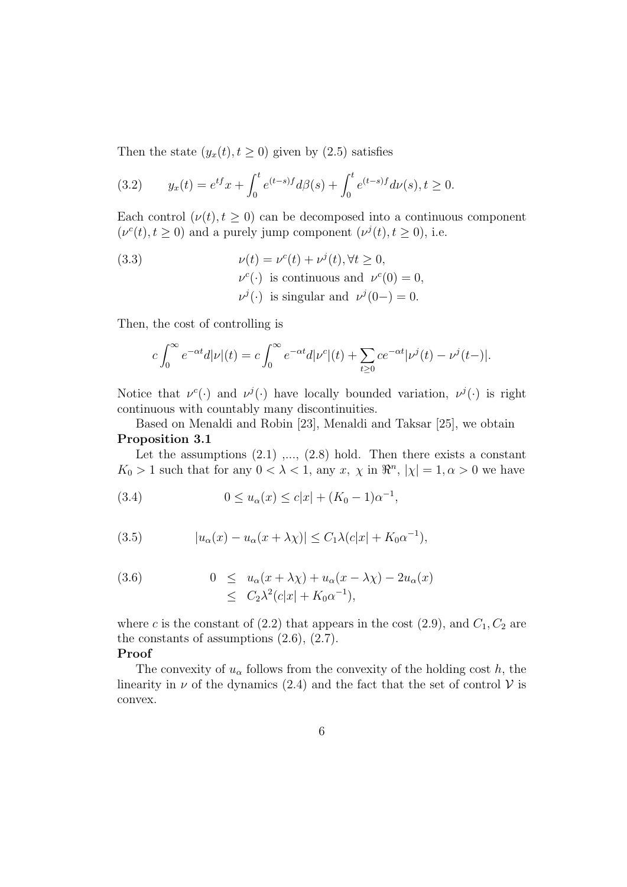Then the state $(y_x(t), t \geq 0)$ given by (2.5) satisfies

$$y_x(t) = e^{tf}x + \int_0^t e^{(t-s)f} d\beta(s) + \int_0^t e^{(t-s)f} d\nu(s), t \geq 0. \tag{3.2}$$

Each control $(\nu(t), t \geq 0)$ can be decomposed into a continuous component $(\nu^c(t), t \geq 0)$ and a purely jump component $(\nu^j(t), t \geq 0)$, i.e.

$$\begin{aligned} &\nu(t) = \nu^c(t) + \nu^j(t), \forall t \geq 0, \\ &\nu^c(\cdot) \text{ is continuous and } \nu^c(0) = 0, \\ &\nu^j(\cdot) \text{ is singular and } \nu^j(0-) = 0. \end{aligned} \tag{3.3}$$

Then, the cost of controlling is

$$c\int_0^\infty e^{-\alpha t} d|\nu|(t) = c\int_0^\infty e^{-\alpha t} d|\nu^c|(t) + \sum_{t \geq 0} c e^{-\alpha t} |\nu^j(t) - \nu^j(t-)|.$$

Notice that $\nu^c(\cdot)$ and $\nu^j(\cdot)$ have locally bounded variation, $\nu^j(\cdot)$ is right continuous with countably many discontinuities.

Based on Menaldi and Robin [23], Menaldi and Taksar [25], we obtain

**Proposition 3.1**

Let the assumptions (2.1) ,..., (2.8) hold. Then there exists a constant $K_0 > 1$ such that for any $0 < \lambda < 1$, any $x$, $\chi$ in $\Re^n$, $|\chi| = 1, \alpha > 0$ we have

$$0 \leq u_\alpha(x) \leq c|x| + (K_0 - 1)\alpha^{-1}, \tag{3.4}$$

$$|u_\alpha(x) - u_\alpha(x + \lambda\chi)| \leq C_1\lambda(c|x| + K_0\alpha^{-1}), \tag{3.5}$$

$$\begin{aligned} 0 &\leq u_\alpha(x + \lambda\chi) + u_\alpha(x - \lambda\chi) - 2u_\alpha(x) \\ &\leq C_2\lambda^2(c|x| + K_0\alpha^{-1}), \end{aligned} \tag{3.6}$$

where $c$ is the constant of (2.2) that appears in the cost (2.9), and $C_1, C_2$ are the constants of assumptions (2.6), (2.7).

**Proof**

The convexity of $u_\alpha$ follows from the convexity of the holding cost $h$, the linearity in $\nu$ of the dynamics (2.4) and the fact that the set of control $\mathcal{V}$ is convex.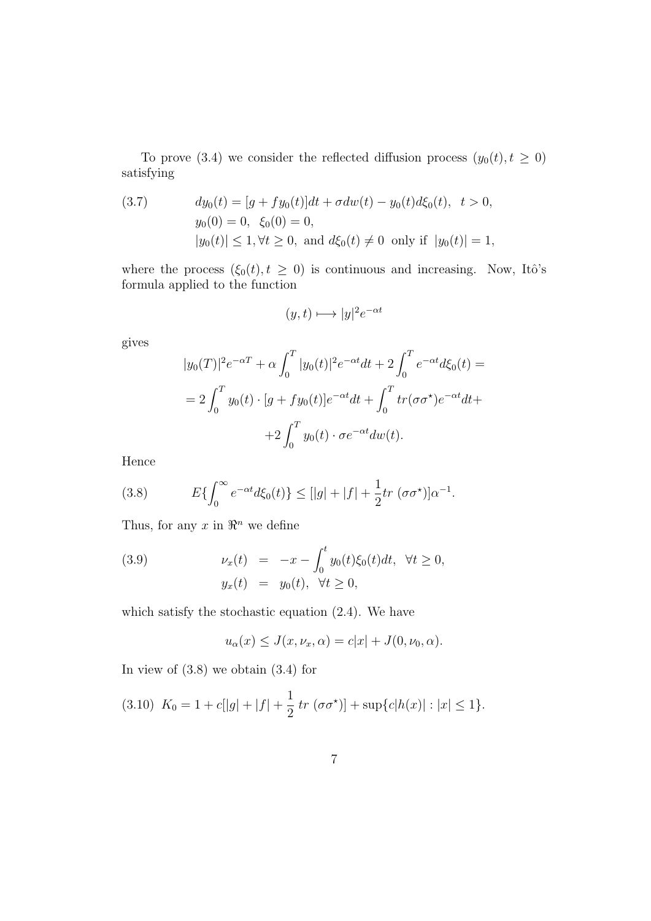To prove (3.4) we consider the reflected diffusion process $(y_0(t), t \geq 0)$ satisfying

$$
\begin{aligned}
(3.7) \qquad & dy_0(t) = [g + f y_0(t)]dt + \sigma dw(t) - y_0(t) d\xi_0(t), \;\; t > 0, \\
& y_0(0) = 0, \;\; \xi_0(0) = 0, \\
& |y_0(t)| \leq 1, \forall t \geq 0, \text{ and } d\xi_0(t) \neq 0 \text{ only if } |y_0(t)| = 1,
\end{aligned}
$$

where the process $(\xi_0(t), t \geq 0)$ is continuous and increasing. Now, Itô's formula applied to the function

$$
(y, t) \longmapsto |y|^2 e^{-\alpha t}
$$

gives

$$
|y_0(T)|^2 e^{-\alpha T} + \alpha \int_0^T |y_0(t)|^2 e^{-\alpha t} dt + 2 \int_0^T e^{-\alpha t} d\xi_0(t) =
$$

$$
= 2 \int_0^T y_0(t) \cdot [g + f y_0(t)] e^{-\alpha t} dt + \int_0^T tr(\sigma \sigma^\star) e^{-\alpha t} dt +
$$

$$
+ 2 \int_0^T y_0(t) \cdot \sigma e^{-\alpha t} dw(t).
$$

Hence

$$
(3.8) \qquad E\{\int_0^\infty e^{-\alpha t} d\xi_0(t)\} \leq [|g| + |f| + \frac{1}{2} tr\ (\sigma \sigma^\star)] \alpha^{-1}.
$$

Thus, for any $x$ in $\Re^n$ we define

$$
\begin{aligned}
(3.9) \qquad \nu_x(t) &= -x - \int_0^t y_0(t) \xi_0(t) dt, \;\; \forall t \geq 0, \\
y_x(t) &= y_0(t), \;\; \forall t \geq 0,
\end{aligned}
$$

which satisfy the stochastic equation (2.4). We have

$$
u_\alpha(x) \leq J(x, \nu_x, \alpha) = c|x| + J(0, \nu_0, \alpha).
$$

In view of (3.8) we obtain (3.4) for

$$
(3.10) \;\; K_0 = 1 + c[|g| + |f| + \frac{1}{2}\ tr\ (\sigma \sigma^\star)] + \sup\{c|h(x)| : |x| \leq 1\}.
$$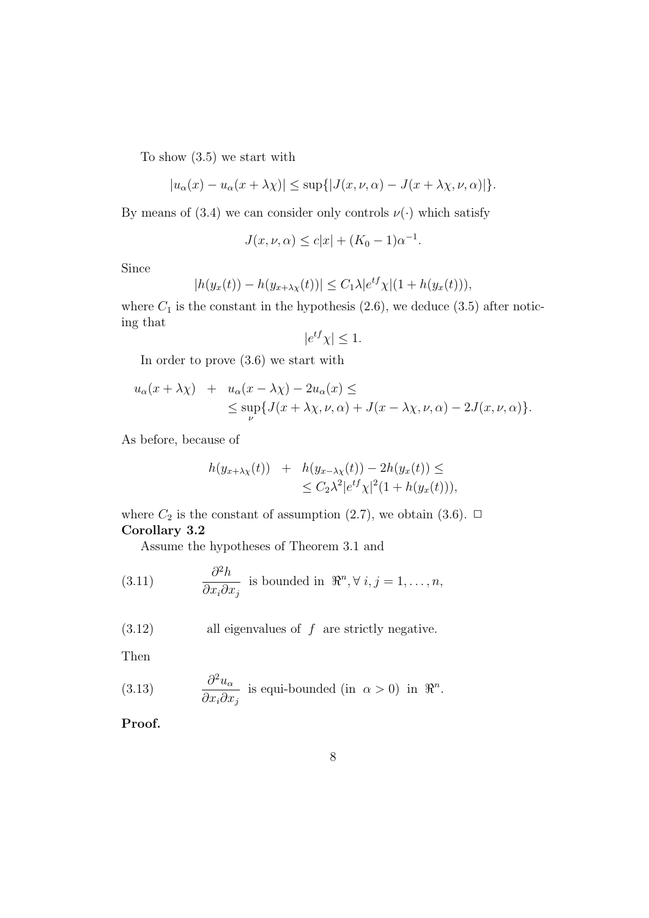To show (3.5) we start with

$$|u_\alpha(x) - u_\alpha(x + \lambda\chi)| \leq \sup\{|J(x, \nu, \alpha) - J(x + \lambda\chi, \nu, \alpha)|\}.$$

By means of (3.4) we can consider only controls $\nu(\cdot)$ which satisfy

$$J(x, \nu, \alpha) \leq c|x| + (K_0 - 1)\alpha^{-1}.$$

Since

$$|h(y_x(t)) - h(y_{x+\lambda\chi}(t))| \leq C_1 \lambda |e^{tf}\chi|(1 + h(y_x(t))),$$

where $C_1$ is the constant in the hypothesis (2.6), we deduce (3.5) after noticing that

$$|e^{tf}\chi| \leq 1.$$

In order to prove (3.6) we start with

$$\begin{aligned} u_\alpha(x + \lambda\chi) \quad + \quad & u_\alpha(x - \lambda\chi) - 2u_\alpha(x) \leq \\ & \leq \sup_\nu \{J(x + \lambda\chi, \nu, \alpha) + J(x - \lambda\chi, \nu, \alpha) - 2J(x, \nu, \alpha)\}. \end{aligned}$$

As before, because of

$$\begin{aligned} h(y_{x+\lambda\chi}(t)) \quad + \quad & h(y_{x-\lambda\chi}(t)) - 2h(y_x(t)) \leq \\ & \leq C_2 \lambda^2 |e^{tf}\chi|^2 (1 + h(y_x(t))), \end{aligned}$$

where $C_2$ is the constant of assumption (2.7), we obtain (3.6). $\square$

**Corollary 3.2**

Assume the hypotheses of Theorem 3.1 and

$$\frac{\partial^2 h}{\partial x_i \partial x_j} \text{ is bounded in } \Re^n, \forall\, i, j = 1, \ldots, n, \tag{3.11}$$

$$\text{all eigenvalues of } f \text{ are strictly negative.} \tag{3.12}$$

Then

$$\frac{\partial^2 u_\alpha}{\partial x_i \partial x_j} \text{ is equi-bounded (in } \alpha > 0) \text{ in } \Re^n. \tag{3.13}$$

**Proof.**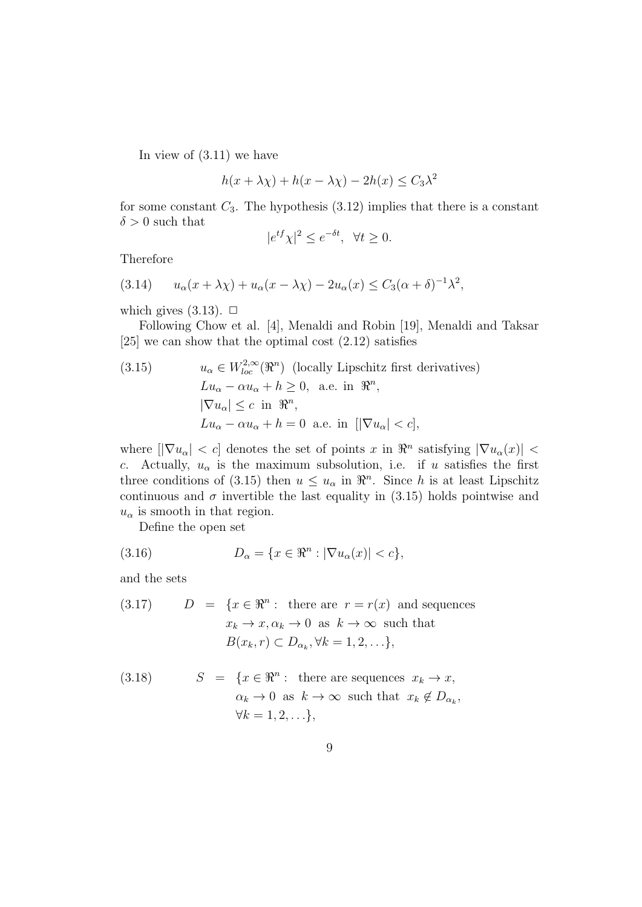In view of (3.11) we have

$$h(x + \lambda\chi) + h(x - \lambda\chi) - 2h(x) \leq C_3\lambda^2$$

for some constant $C_3$. The hypothesis (3.12) implies that there is a constant $\delta > 0$ such that

$$|e^{tf}\chi|^2 \leq e^{-\delta t}, \quad \forall t \geq 0.$$

Therefore

$$u_\alpha(x + \lambda\chi) + u_\alpha(x - \lambda\chi) - 2u_\alpha(x) \leq C_3(\alpha + \delta)^{-1}\lambda^2, \tag{3.14}$$

which gives (3.13). $\Box$

Following Chow et al. [4], Menaldi and Robin [19], Menaldi and Taksar [25] we can show that the optimal cost (2.12) satisfies

$$
\begin{aligned}
& u_\alpha \in W^{2,\infty}_{loc}(\Re^n) \ \text{(locally Lipschitz first derivatives)} \\
& Lu_\alpha - \alpha u_\alpha + h \geq 0, \ \text{a.e. in } \Re^n, \\
& |\nabla u_\alpha| \leq c \ \text{in } \Re^n, \\
& Lu_\alpha - \alpha u_\alpha + h = 0 \ \text{a.e. in } [|\nabla u_\alpha| < c],
\end{aligned} \tag{3.15}
$$

where $[|\nabla u_\alpha| < c]$ denotes the set of points $x$ in $\Re^n$ satisfying $|\nabla u_\alpha(x)| < c$. Actually, $u_\alpha$ is the maximum subsolution, i.e. if $u$ satisfies the first three conditions of (3.15) then $u \leq u_\alpha$ in $\Re^n$. Since $h$ is at least Lipschitz continuous and $\sigma$ invertible the last equality in (3.15) holds pointwise and $u_\alpha$ is smooth in that region.

Define the open set

$$D_\alpha = \{x \in \Re^n : |\nabla u_\alpha(x)| < c\}, \tag{3.16}$$

and the sets

$$
\begin{aligned}
D \ = \ \{x \in \Re^n :\ & \text{there are } r = r(x) \text{ and sequences} \\
& x_k \to x, \alpha_k \to 0 \text{ as } k \to \infty \text{ such that} \\
& B(x_k, r) \subset D_{\alpha_k}, \forall k = 1, 2, \ldots\},
\end{aligned} \tag{3.17}
$$

$$
\begin{aligned}
S \ = \ \{x \in \Re^n :\ & \text{there are sequences } x_k \to x, \\
& \alpha_k \to 0 \text{ as } k \to \infty \text{ such that } x_k \notin D_{\alpha_k}, \\
& \forall k = 1, 2, \ldots\},
\end{aligned} \tag{3.18}
$$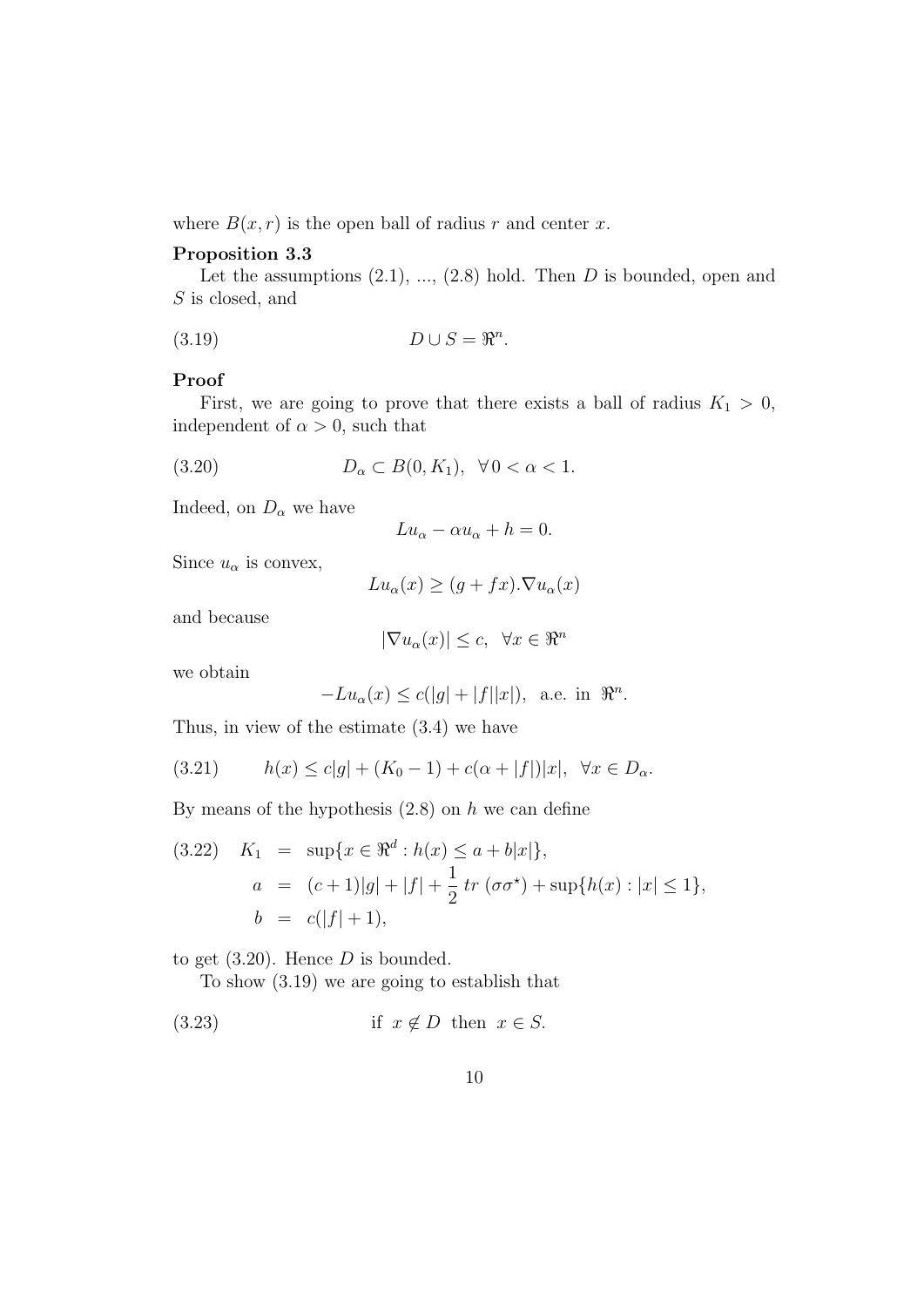where $B(x, r)$ is the open ball of radius $r$ and center $x$.

**Proposition 3.3**

Let the assumptions (2.1), ..., (2.8) hold. Then $D$ is bounded, open and $S$ is closed, and

$$D \cup S = \Re^n. \tag{3.19}$$

**Proof**

First, we are going to prove that there exists a ball of radius $K_1 > 0$, independent of $\alpha > 0$, such that

$$D_\alpha \subset B(0, K_1), \quad \forall\, 0 < \alpha < 1. \tag{3.20}$$

Indeed, on $D_\alpha$ we have

$$Lu_\alpha - \alpha u_\alpha + h = 0.$$

Since $u_\alpha$ is convex,

$$Lu_\alpha(x) \geq (g + fx).\nabla u_\alpha(x)$$

and because

$$|\nabla u_\alpha(x)| \leq c, \quad \forall x \in \Re^n$$

we obtain

$$-Lu_\alpha(x) \leq c(|g| + |f||x|), \quad \text{a.e. in } \Re^n.$$

Thus, in view of the estimate (3.4) we have

$$h(x) \leq c|g| + (K_0 - 1) + c(\alpha + |f|)|x|, \quad \forall x \in D_\alpha. \tag{3.21}$$

By means of the hypothesis (2.8) on $h$ we can define

$$\begin{aligned} K_1 &= \sup\{x \in \Re^d : h(x) \leq a + b|x|\}, \\ a &= (c+1)|g| + |f| + \frac{1}{2}\, tr\ (\sigma\sigma^\star) + \sup\{h(x) : |x| \leq 1\}, \\ b &= c(|f| + 1), \end{aligned} \tag{3.22}$$

to get (3.20). Hence $D$ is bounded.

To show (3.19) we are going to establish that

$$\text{if } x \notin D \text{ then } x \in S. \tag{3.23}$$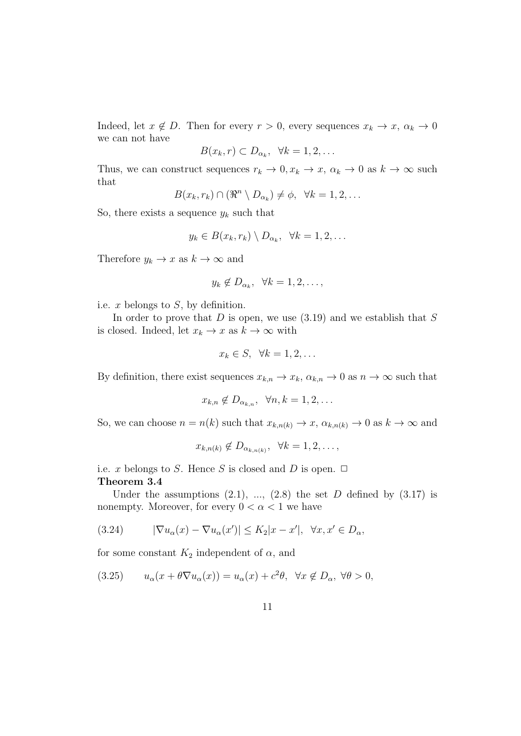Indeed, let $x \notin D$. Then for every $r > 0$, every sequences $x_k \to x$, $\alpha_k \to 0$ we can not have

$$B(x_k, r) \subset D_{\alpha_k}, \quad \forall k = 1, 2, \ldots$$

Thus, we can construct sequences $r_k \to 0, x_k \to x$, $\alpha_k \to 0$ as $k \to \infty$ such that

$$B(x_k, r_k) \cap (\Re^n \setminus D_{\alpha_k}) \neq \phi, \quad \forall k = 1, 2, \ldots$$

So, there exists a sequence $y_k$ such that

$$y_k \in B(x_k, r_k) \setminus D_{\alpha_k}, \quad \forall k = 1, 2, \ldots$$

Therefore $y_k \to x$ as $k \to \infty$ and

$$y_k \notin D_{\alpha_k}, \quad \forall k = 1, 2, \ldots,$$

i.e. $x$ belongs to $S$, by definition.

In order to prove that $D$ is open, we use (3.19) and we establish that $S$ is closed. Indeed, let $x_k \to x$ as $k \to \infty$ with

$$x_k \in S, \quad \forall k = 1, 2, \ldots$$

By definition, there exist sequences $x_{k,n} \to x_k$, $\alpha_{k,n} \to 0$ as $n \to \infty$ such that

$$x_{k,n} \notin D_{\alpha_{k,n}}, \quad \forall n, k = 1, 2, \ldots$$

So, we can choose $n = n(k)$ such that $x_{k,n(k)} \to x$, $\alpha_{k,n(k)} \to 0$ as $k \to \infty$ and

$$x_{k,n(k)} \notin D_{\alpha_{k,n(k)}}, \quad \forall k = 1, 2, \ldots,$$

i.e. $x$ belongs to $S$. Hence $S$ is closed and $D$ is open. $\Box$

**Theorem 3.4**

Under the assumptions (2.1), ..., (2.8) the set $D$ defined by (3.17) is nonempty. Moreover, for every $0 < \alpha < 1$ we have

$$(3.24) \qquad |\nabla u_\alpha(x) - \nabla u_\alpha(x')| \leq K_2 |x - x'|, \quad \forall x, x' \in D_\alpha,$$

for some constant $K_2$ independent of $\alpha$, and

$$(3.25) \qquad u_\alpha(x + \theta \nabla u_\alpha(x)) = u_\alpha(x) + c^2 \theta, \quad \forall x \notin D_\alpha, \ \forall \theta > 0,$$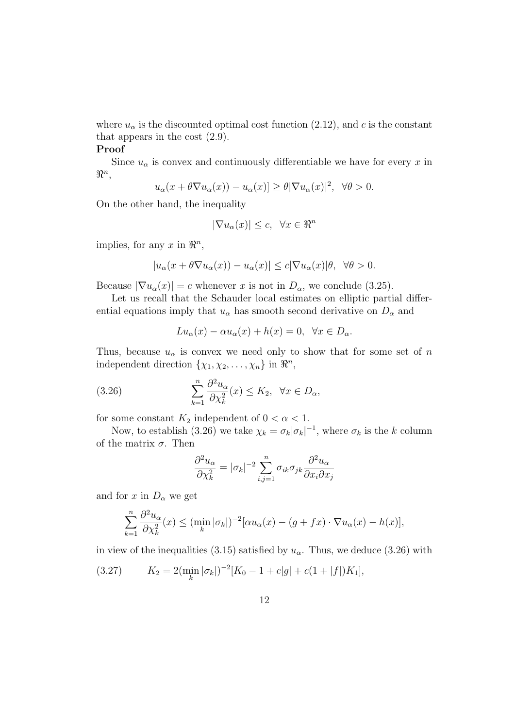where $u_\alpha$ is the discounted optimal cost function (2.12), and $c$ is the constant that appears in the cost (2.9).

**Proof**

Since $u_\alpha$ is convex and continuously differentiable we have for every $x$ in $\Re^n$,

$$u_\alpha(x + \theta \nabla u_\alpha(x)) - u_\alpha(x)] \geq \theta |\nabla u_\alpha(x)|^2, \;\; \forall \theta > 0.$$

On the other hand, the inequality

$$|\nabla u_\alpha(x)| \leq c, \;\; \forall x \in \Re^n$$

implies, for any $x$ in $\Re^n$,

$$|u_\alpha(x + \theta \nabla u_\alpha(x)) - u_\alpha(x)| \leq c |\nabla u_\alpha(x)| \theta, \;\; \forall \theta > 0.$$

Because $|\nabla u_\alpha(x)| = c$ whenever $x$ is not in $D_\alpha$, we conclude (3.25).

Let us recall that the Schauder local estimates on elliptic partial differential equations imply that $u_\alpha$ has smooth second derivative on $D_\alpha$ and

$$L u_\alpha(x) - \alpha u_\alpha(x) + h(x) = 0, \;\; \forall x \in D_\alpha.$$

Thus, because $u_\alpha$ is convex we need only to show that for some set of $n$ independent direction $\{\chi_1, \chi_2, \ldots, \chi_n\}$ in $\Re^n$,

$$\sum_{k=1}^{n} \frac{\partial^2 u_\alpha}{\partial \chi_k^2}(x) \leq K_2, \;\; \forall x \in D_\alpha, \tag{3.26}$$

for some constant $K_2$ independent of $0 < \alpha < 1$.

Now, to establish (3.26) we take $\chi_k = \sigma_k |\sigma_k|^{-1}$, where $\sigma_k$ is the $k$ column of the matrix $\sigma$. Then

$$\frac{\partial^2 u_\alpha}{\partial \chi_k^2} = |\sigma_k|^{-2} \sum_{i,j=1}^{n} \sigma_{ik} \sigma_{jk} \frac{\partial^2 u_\alpha}{\partial x_i \partial x_j}$$

and for $x$ in $D_\alpha$ we get

$$\sum_{k=1}^{n} \frac{\partial^2 u_\alpha}{\partial \chi_k^2}(x) \leq (\min_k |\sigma_k|)^{-2} [\alpha u_\alpha(x) - (g + fx) \cdot \nabla u_\alpha(x) - h(x)],$$

in view of the inequalities (3.15) satisfied by $u_\alpha$. Thus, we deduce (3.26) with

$$K_2 = 2(\min_k |\sigma_k|)^{-2} [K_0 - 1 + c|g| + c(1 + |f|) K_1], \tag{3.27}$$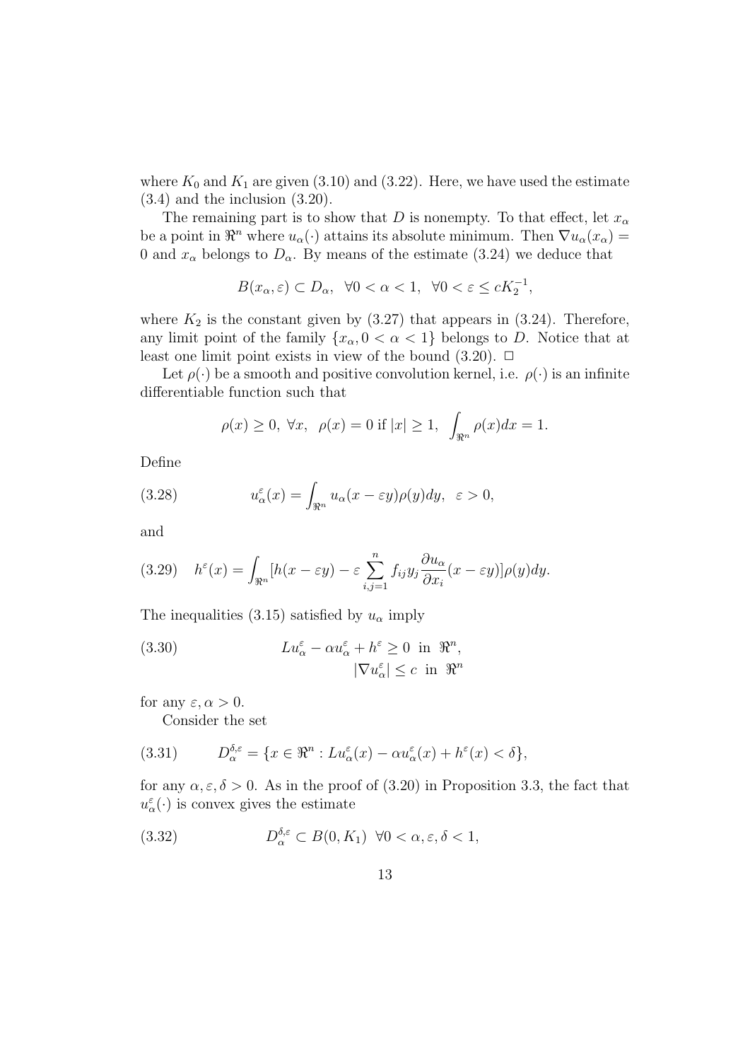where $K_0$ and $K_1$ are given (3.10) and (3.22). Here, we have used the estimate (3.4) and the inclusion (3.20).

The remaining part is to show that $D$ is nonempty. To that effect, let $x_\alpha$ be a point in $\Re^n$ where $u_\alpha(\cdot)$ attains its absolute minimum. Then $\nabla u_\alpha(x_\alpha) = 0$ and $x_\alpha$ belongs to $D_\alpha$. By means of the estimate (3.24) we deduce that

$$B(x_\alpha, \varepsilon) \subset D_\alpha, \;\; \forall 0 < \alpha < 1, \;\; \forall 0 < \varepsilon \leq c K_2^{-1},$$

where $K_2$ is the constant given by (3.27) that appears in (3.24). Therefore, any limit point of the family $\{x_\alpha, 0 < \alpha < 1\}$ belongs to $D$. Notice that at least one limit point exists in view of the bound (3.20). $\Box$

Let $\rho(\cdot)$ be a smooth and positive convolution kernel, i.e. $\rho(\cdot)$ is an infinite differentiable function such that

$$\rho(x) \geq 0, \; \forall x, \;\; \rho(x) = 0 \text{ if } |x| \geq 1, \;\; \int_{\Re^n} \rho(x) dx = 1.$$

Define

$$u_\alpha^\varepsilon(x) = \int_{\Re^n} u_\alpha(x - \varepsilon y) \rho(y) dy, \;\; \varepsilon > 0, \tag{3.28}$$

and

$$h^\varepsilon(x) = \int_{\Re^n} [h(x - \varepsilon y) - \varepsilon \sum_{i,j=1}^n f_{ij} y_j \frac{\partial u_\alpha}{\partial x_i}(x - \varepsilon y)] \rho(y) dy. \tag{3.29}$$

The inequalities (3.15) satisfied by $u_\alpha$ imply

$$\begin{aligned} L u_\alpha^\varepsilon - \alpha u_\alpha^\varepsilon + h^\varepsilon \geq 0 \;\; \text{in} \;\; \Re^n, \\ |\nabla u_\alpha^\varepsilon| \leq c \;\; \text{in} \;\; \Re^n \end{aligned} \tag{3.30}$$

for any $\varepsilon, \alpha > 0$.

Consider the set

$$D_\alpha^{\delta,\varepsilon} = \{x \in \Re^n : L u_\alpha^\varepsilon(x) - \alpha u_\alpha^\varepsilon(x) + h^\varepsilon(x) < \delta\}, \tag{3.31}$$

for any $\alpha, \varepsilon, \delta > 0$. As in the proof of (3.20) in Proposition 3.3, the fact that $u_\alpha^\varepsilon(\cdot)$ is convex gives the estimate

$$D_\alpha^{\delta,\varepsilon} \subset B(0, K_1) \;\; \forall 0 < \alpha, \varepsilon, \delta < 1, \tag{3.32}$$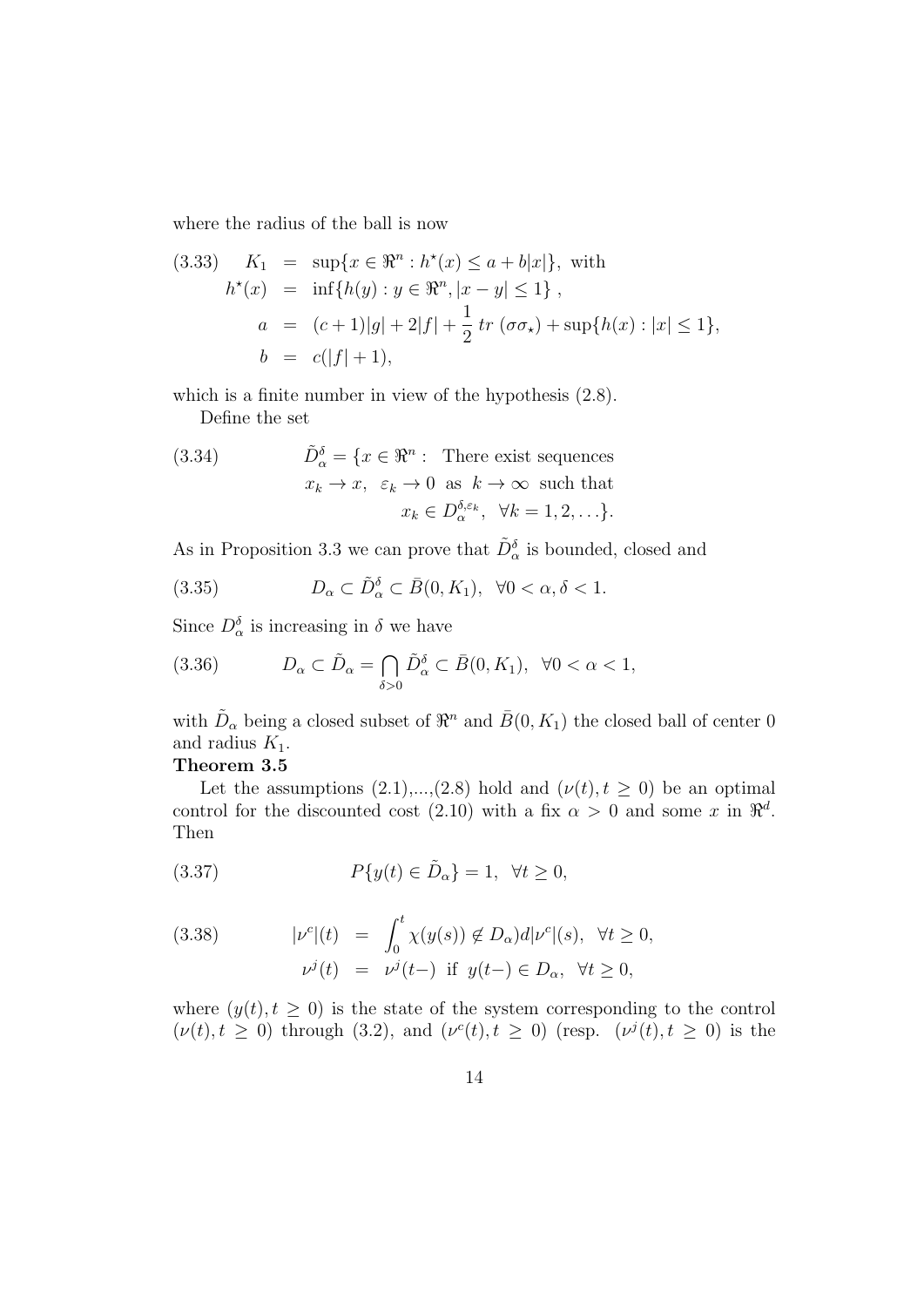where the radius of the ball is now

$$
\begin{aligned}
(3.33) \quad K_1 &= \sup\{x \in \Re^n : h^\star(x) \leq a + b|x|\}, \text{ with} \\
h^\star(x) &= \inf\{h(y) : y \in \Re^n, |x - y| \leq 1\}, \\
a &= (c+1)|g| + 2|f| + \frac{1}{2}\, tr\, (\sigma\sigma_\star) + \sup\{h(x) : |x| \leq 1\}, \\
b &= c(|f| + 1),
\end{aligned}
$$

which is a finite number in view of the hypothesis (2.8).

Define the set

$$
(3.34) \qquad \tilde{D}_\alpha^\delta = \{x \in \Re^n : \text{ There exist sequences } x_k \to x,\ \varepsilon_k \to 0 \text{ as } k \to \infty \text{ such that } x_k \in D_\alpha^{\delta, \varepsilon_k},\ \forall k = 1, 2, \ldots\}.
$$

As in Proposition 3.3 we can prove that $\tilde{D}_\alpha^\delta$ is bounded, closed and

$$
(3.35) \qquad D_\alpha \subset \tilde{D}_\alpha^\delta \subset \bar{B}(0, K_1), \ \ \forall 0 < \alpha, \delta < 1.
$$

Since $D_\alpha^\delta$ is increasing in $\delta$ we have

$$
(3.36) \qquad D_\alpha \subset \tilde{D}_\alpha = \bigcap_{\delta > 0} \tilde{D}_\alpha^\delta \subset \bar{B}(0, K_1), \ \ \forall 0 < \alpha < 1,
$$

with $\tilde{D}_\alpha$ being a closed subset of $\Re^n$ and $\bar{B}(0, K_1)$ the closed ball of center 0 and radius $K_1$.

**Theorem 3.5**

Let the assumptions (2.1),...,(2.8) hold and $(\nu(t), t \geq 0)$ be an optimal control for the discounted cost (2.10) with a fix $\alpha > 0$ and some $x$ in $\Re^d$. Then

$$
(3.37) \qquad P\{y(t) \in \tilde{D}_\alpha\} = 1, \ \ \forall t \geq 0,
$$

$$
\begin{aligned}
(3.38) \qquad |\nu^c|(t) &= \int_0^t \chi(y(s)) \notin D_\alpha) d|\nu^c|(s), \ \ \forall t \geq 0, \\
\nu^j(t) &= \nu^j(t-) \ \text{ if } \ y(t-) \in D_\alpha, \ \ \forall t \geq 0,
\end{aligned}
$$

where $(y(t), t \geq 0)$ is the state of the system corresponding to the control $(\nu(t), t \geq 0)$ through (3.2), and $(\nu^c(t), t \geq 0)$ (resp. $(\nu^j(t), t \geq 0)$ is the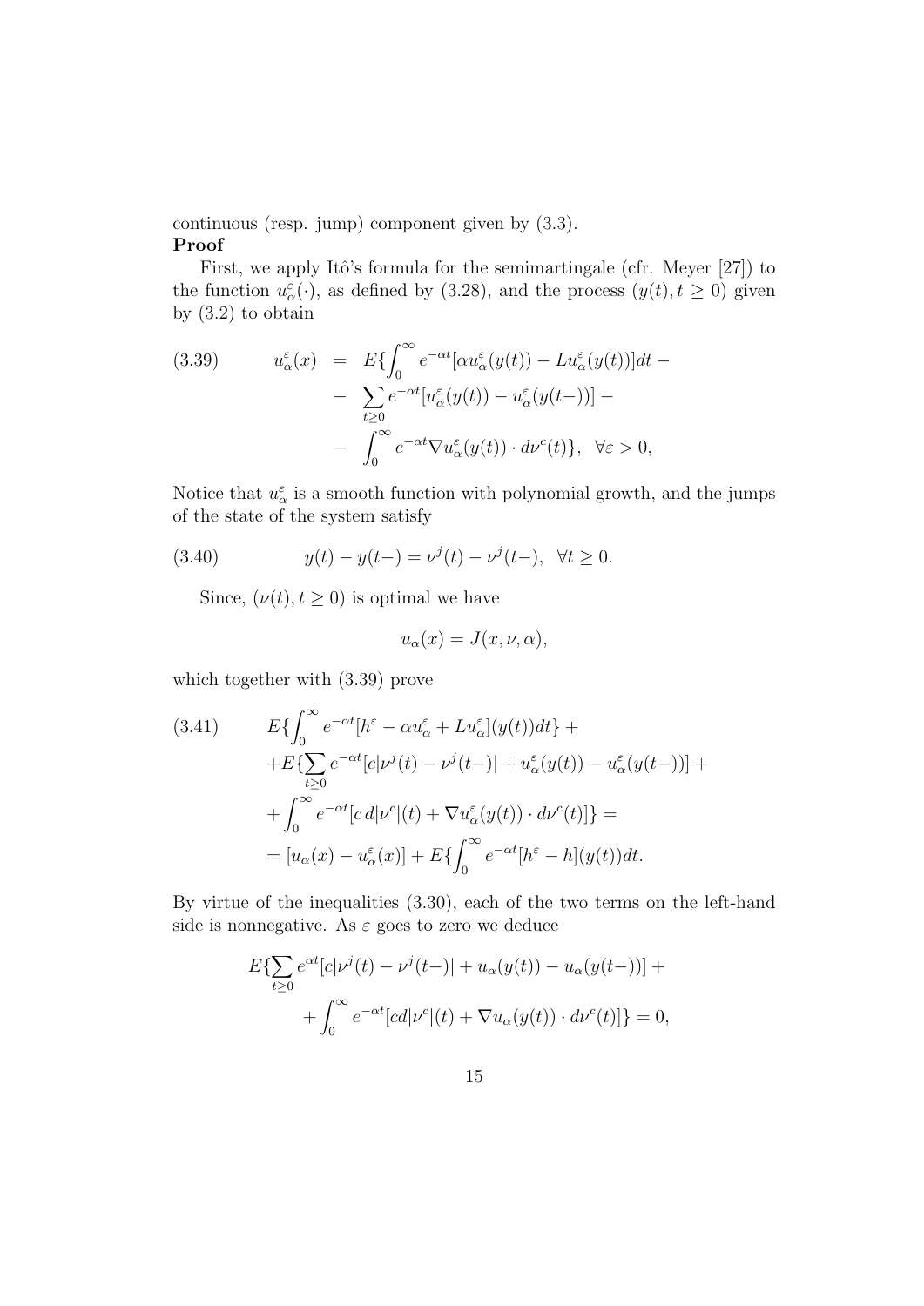continuous (resp. jump) component given by (3.3).

**Proof**

First, we apply Itô's formula for the semimartingale (cfr. Meyer [27]) to the function $u_\alpha^\varepsilon(\cdot)$, as defined by (3.28), and the process $(y(t), t \geq 0)$ given by (3.2) to obtain

$$
\begin{aligned}
(3.39) \qquad u_\alpha^\varepsilon(x) &= E\{\int_0^\infty e^{-\alpha t}[\alpha u_\alpha^\varepsilon(y(t)) - L u_\alpha^\varepsilon(y(t))]dt - \\
&- \sum_{t\geq 0} e^{-\alpha t}[u_\alpha^\varepsilon(y(t)) - u_\alpha^\varepsilon(y(t-))] - \\
&- \int_0^\infty e^{-\alpha t}\nabla u_\alpha^\varepsilon(y(t)) \cdot d\nu^c(t)\}, \quad \forall \varepsilon > 0,
\end{aligned}
$$

Notice that $u_\alpha^\varepsilon$ is a smooth function with polynomial growth, and the jumps of the state of the system satisfy

$$
(3.40) \qquad y(t) - y(t-) = \nu^j(t) - \nu^j(t-), \quad \forall t \geq 0.
$$

Since, $(\nu(t), t \geq 0)$ is optimal we have

$$
u_\alpha(x) = J(x, \nu, \alpha),
$$

which together with (3.39) prove

$$
\begin{aligned}
(3.41) \qquad & E\{\int_0^\infty e^{-\alpha t}[h^\varepsilon - \alpha u_\alpha^\varepsilon + L u_\alpha^\varepsilon](y(t))dt\} + \\
&+ E\{\sum_{t\geq 0} e^{-\alpha t}[c|\nu^j(t) - \nu^j(t-)| + u_\alpha^\varepsilon(y(t)) - u_\alpha^\varepsilon(y(t-))] + \\
&+ \int_0^\infty e^{-\alpha t}[c\, d|\nu^c|(t) + \nabla u_\alpha^\varepsilon(y(t)) \cdot d\nu^c(t)]\} = \\
&= [u_\alpha(x) - u_\alpha^\varepsilon(x)] + E\{\int_0^\infty e^{-\alpha t}[h^\varepsilon - h](y(t))dt.
\end{aligned}
$$

By virtue of the inequalities (3.30), each of the two terms on the left-hand side is nonnegative. As $\varepsilon$ goes to zero we deduce

$$
\begin{aligned}
E\{\sum_{t\geq 0} e^{\alpha t}[c|\nu^j(t) - \nu^j(t-)| + u_\alpha(y(t)) - u_\alpha(y(t-))] + \\
+ \int_0^\infty e^{-\alpha t}[cd|\nu^c|(t) + \nabla u_\alpha(y(t)) \cdot d\nu^c(t)]\} = 0,
\end{aligned}
$$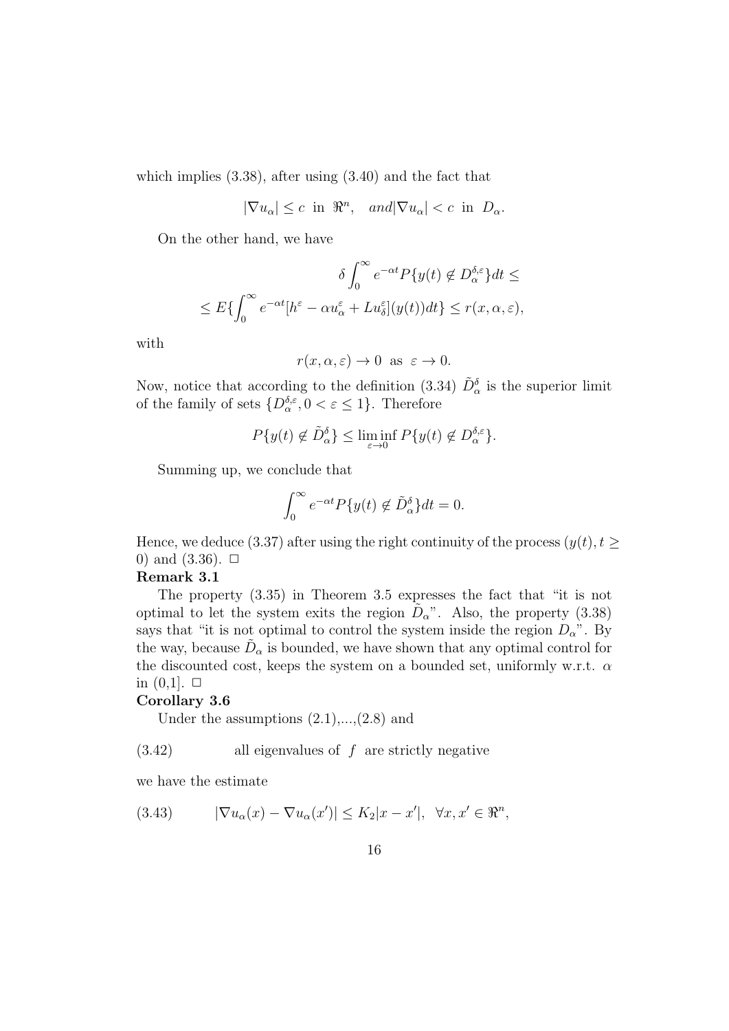which implies (3.38), after using (3.40) and the fact that

$$|\nabla u_\alpha| \leq c \text{ in } \Re^n, \quad and |\nabla u_\alpha| < c \text{ in } D_\alpha.$$

On the other hand, we have

$$\delta \int_0^\infty e^{-\alpha t} P\{y(t) \notin D_\alpha^{\delta,\varepsilon}\} dt \leq$$

$$\leq E\{\int_0^\infty e^{-\alpha t}[h^\varepsilon - \alpha u_\alpha^\varepsilon + L u_\delta^\varepsilon](y(t))dt\} \leq r(x, \alpha, \varepsilon),$$

with

$$r(x, \alpha, \varepsilon) \to 0 \text{ as } \varepsilon \to 0.$$

Now, notice that according to the definition (3.34) $\tilde{D}_\alpha^\delta$ is the superior limit of the family of sets $\{D_\alpha^{\delta,\varepsilon}, 0 < \varepsilon \leq 1\}$. Therefore

$$P\{y(t) \notin \tilde{D}_\alpha^\delta\} \leq \liminf_{\varepsilon \to 0} P\{y(t) \notin D_\alpha^{\delta,\varepsilon}\}.$$

Summing up, we conclude that

$$\int_0^\infty e^{-\alpha t} P\{y(t) \notin \tilde{D}_\alpha^\delta\} dt = 0.$$

Hence, we deduce (3.37) after using the right continuity of the process $(y(t), t \geq 0)$ and (3.36). □

**Remark 3.1**

The property (3.35) in Theorem 3.5 expresses the fact that "it is not optimal to let the system exits the region $\tilde{D}_\alpha$". Also, the property (3.38) says that "it is not optimal to control the system inside the region $D_\alpha$". By the way, because $\tilde{D}_\alpha$ is bounded, we have shown that any optimal control for the discounted cost, keeps the system on a bounded set, uniformly w.r.t. $\alpha$ in (0,1]. □

**Corollary 3.6**

Under the assumptions (2.1),...,(2.8) and

(3.42) all eigenvalues of $f$ are strictly negative

we have the estimate

(3.43) $$|\nabla u_\alpha(x) - \nabla u_\alpha(x')| \leq K_2 |x - x'|, \ \ \forall x, x' \in \Re^n,$$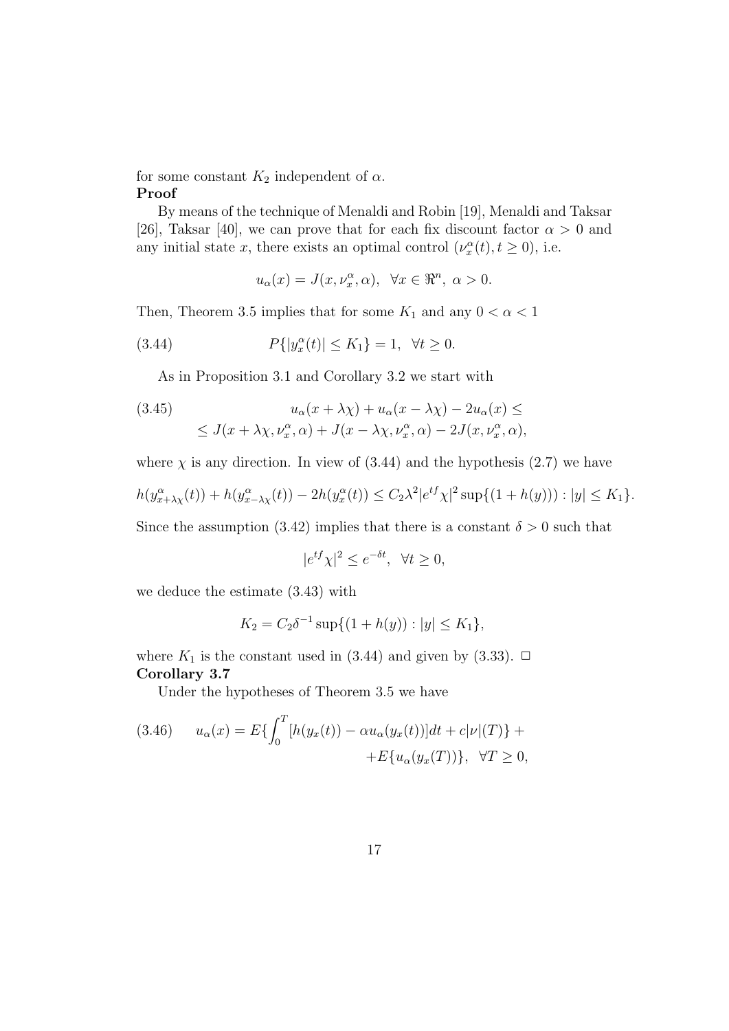for some constant $K_2$ independent of $\alpha$.

**Proof**

By means of the technique of Menaldi and Robin [19], Menaldi and Taksar [26], Taksar [40], we can prove that for each fix discount factor $\alpha > 0$ and any initial state $x$, there exists an optimal control $(\nu_x^\alpha(t), t \geq 0)$, i.e.

$$u_\alpha(x) = J(x, \nu_x^\alpha, \alpha), \quad \forall x \in \Re^n, \ \alpha > 0.$$

Then, Theorem 3.5 implies that for some $K_1$ and any $0 < \alpha < 1$

$$P\{|y_x^\alpha(t)| \leq K_1\} = 1, \quad \forall t \geq 0. \tag{3.44}$$

As in Proposition 3.1 and Corollary 3.2 we start with

$$\begin{aligned} &u_\alpha(x + \lambda\chi) + u_\alpha(x - \lambda\chi) - 2u_\alpha(x) \leq \\ &\leq J(x + \lambda\chi, \nu_x^\alpha, \alpha) + J(x - \lambda\chi, \nu_x^\alpha, \alpha) - 2J(x, \nu_x^\alpha, \alpha), \end{aligned} \tag{3.45}$$

where $\chi$ is any direction. In view of (3.44) and the hypothesis (2.7) we have

$$h(y_{x+\lambda\chi}^\alpha(t)) + h(y_{x-\lambda\chi}^\alpha(t)) - 2h(y_x^\alpha(t)) \leq C_2\lambda^2 |e^{tf}\chi|^2 \sup\{(1 + h(y))) : |y| \leq K_1\}.$$

Since the assumption (3.42) implies that there is a constant $\delta > 0$ such that

$$|e^{tf}\chi|^2 \leq e^{-\delta t}, \quad \forall t \geq 0,$$

we deduce the estimate (3.43) with

$$K_2 = C_2\delta^{-1} \sup\{(1 + h(y)) : |y| \leq K_1\},$$

where $K_1$ is the constant used in (3.44) and given by (3.33). $\square$

**Corollary 3.7**

Under the hypotheses of Theorem 3.5 we have

$$\begin{aligned} u_\alpha(x) = E\{\int_0^T [h(y_x(t)) - \alpha u_\alpha(y_x(t))]dt + c|\nu|(T)\} + \\ + E\{u_\alpha(y_x(T))\}, \quad \forall T \geq 0, \end{aligned} \tag{3.46}$$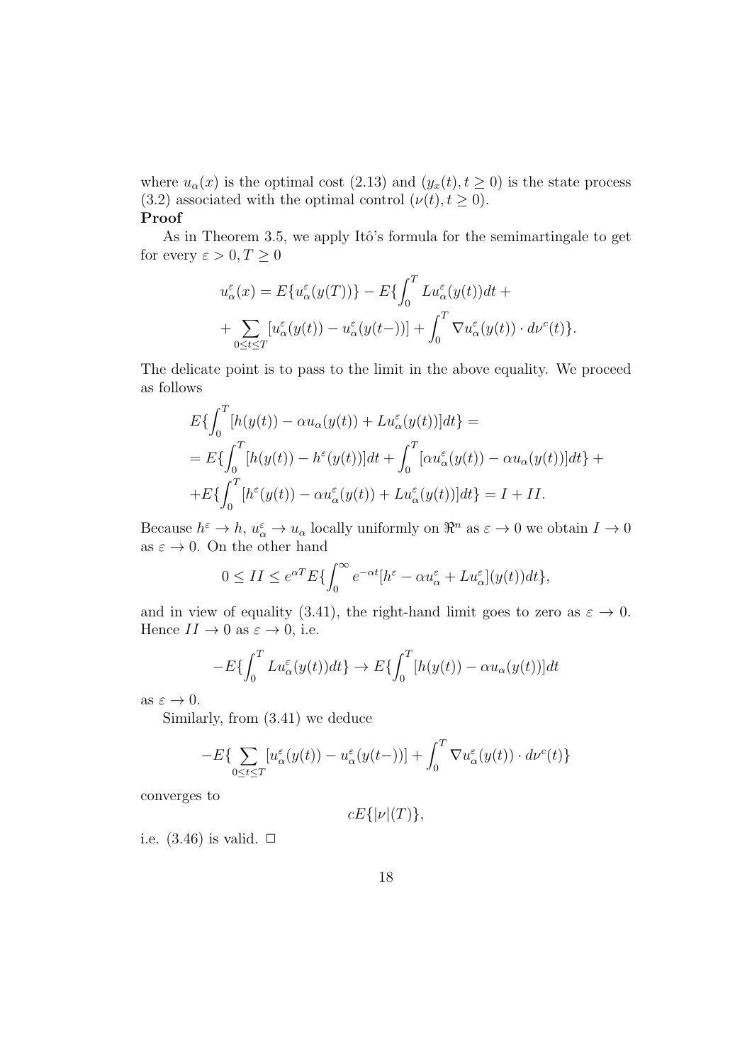where $u_\alpha(x)$ is the optimal cost (2.13) and $(y_x(t), t \geq 0)$ is the state process (3.2) associated with the optimal control $(\nu(t), t \geq 0)$.

**Proof**

As in Theorem 3.5, we apply Itô's formula for the semimartingale to get for every $\varepsilon > 0, T \geq 0$

$$
u_\alpha^\varepsilon(x) = E\{u_\alpha^\varepsilon(y(T))\} - E\{\int_0^T Lu_\alpha^\varepsilon(y(t))dt +
$$

$$
+ \sum_{0 \leq t \leq T} [u_\alpha^\varepsilon(y(t)) - u_\alpha^\varepsilon(y(t-))] + \int_0^T \nabla u_\alpha^\varepsilon(y(t)) \cdot d\nu^c(t)\}.
$$

The delicate point is to pass to the limit in the above equality. We proceed as follows

$$
E\{\int_0^T [h(y(t)) - \alpha u_\alpha(y(t)) + Lu_\alpha^\varepsilon(y(t))]dt\} =
$$

$$
= E\{\int_0^T [h(y(t)) - h^\varepsilon(y(t))]dt + \int_0^T [\alpha u_\alpha^\varepsilon(y(t)) - \alpha u_\alpha(y(t))]dt\} +
$$

$$
+ E\{\int_0^T [h^\varepsilon(y(t)) - \alpha u_\alpha^\varepsilon(y(t)) + Lu_\alpha^\varepsilon(y(t))]dt\} = I + II.
$$

Because $h^\varepsilon \to h$, $u_\alpha^\varepsilon \to u_\alpha$ locally uniformly on $\Re^n$ as $\varepsilon \to 0$ we obtain $I \to 0$ as $\varepsilon \to 0$. On the other hand

$$
0 \leq II \leq e^{\alpha T} E\{\int_0^\infty e^{-\alpha t}[h^\varepsilon - \alpha u_\alpha^\varepsilon + Lu_\alpha^\varepsilon](y(t))dt\},
$$

and in view of equality (3.41), the right-hand limit goes to zero as $\varepsilon \to 0$. Hence $II \to 0$ as $\varepsilon \to 0$, i.e.

$$
-E\{\int_0^T Lu_\alpha^\varepsilon(y(t))dt\} \to E\{\int_0^T [h(y(t)) - \alpha u_\alpha(y(t))]dt
$$

as $\varepsilon \to 0$.

Similarly, from (3.41) we deduce

$$
-E\{\sum_{0 \leq t \leq T} [u_\alpha^\varepsilon(y(t)) - u_\alpha^\varepsilon(y(t-))] + \int_0^T \nabla u_\alpha^\varepsilon(y(t)) \cdot d\nu^c(t)\}
$$

converges to

$$
cE\{|\nu|(T)\},
$$

i.e. (3.46) is valid. $\Box$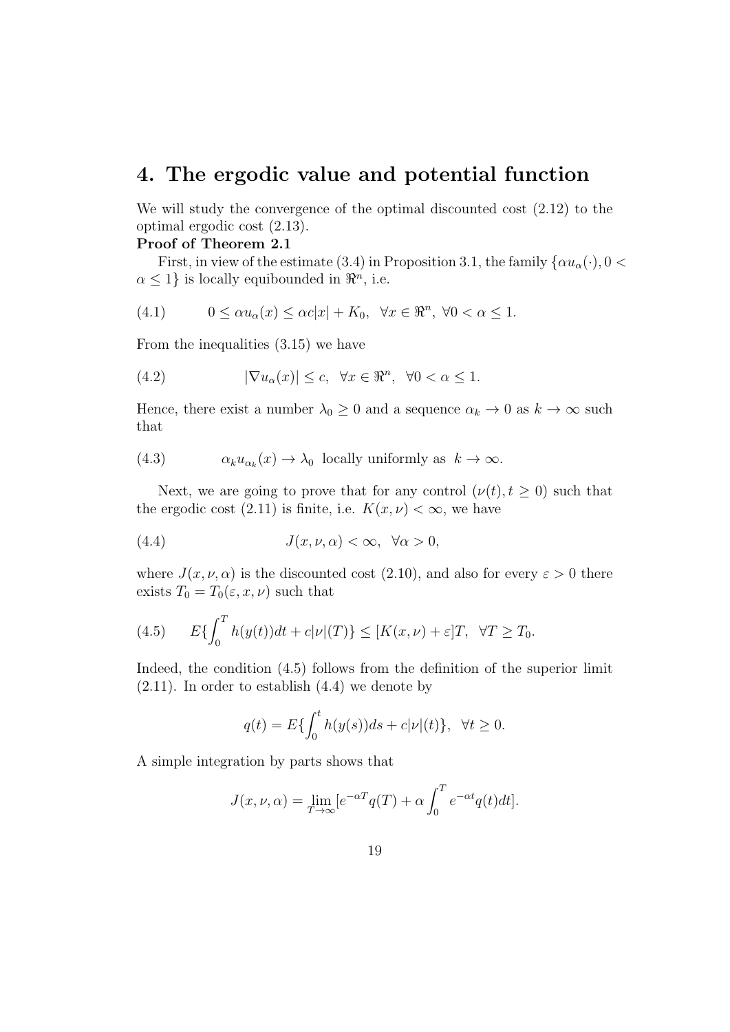# 4. The ergodic value and potential function

We will study the convergence of the optimal discounted cost (2.12) to the optimal ergodic cost (2.13).

**Proof of Theorem 2.1**

First, in view of the estimate (3.4) in Proposition 3.1, the family $\{\alpha u_\alpha(\cdot), 0 < \alpha \leq 1\}$ is locally equibounded in $\Re^n$, i.e.

$$0 \leq \alpha u_\alpha(x) \leq \alpha c|x| + K_0, \ \ \forall x \in \Re^n, \ \forall 0 < \alpha \leq 1. \tag{4.1}$$

From the inequalities (3.15) we have

$$|\nabla u_\alpha(x)| \leq c, \ \ \forall x \in \Re^n, \ \ \forall 0 < \alpha \leq 1. \tag{4.2}$$

Hence, there exist a number $\lambda_0 \geq 0$ and a sequence $\alpha_k \to 0$ as $k \to \infty$ such that

$$\alpha_k u_{\alpha_k}(x) \to \lambda_0 \ \text{ locally uniformly as } \ k \to \infty. \tag{4.3}$$

Next, we are going to prove that for any control $(\nu(t), t \geq 0)$ such that the ergodic cost (2.11) is finite, i.e. $K(x, \nu) < \infty$, we have

$$J(x, \nu, \alpha) < \infty, \ \ \forall \alpha > 0, \tag{4.4}$$

where $J(x, \nu, \alpha)$ is the discounted cost (2.10), and also for every $\varepsilon > 0$ there exists $T_0 = T_0(\varepsilon, x, \nu)$ such that

$$E\{\int_0^T h(y(t))dt + c|\nu|(T)\} \leq [K(x, \nu) + \varepsilon]T, \ \ \forall T \geq T_0. \tag{4.5}$$

Indeed, the condition (4.5) follows from the definition of the superior limit (2.11). In order to establish (4.4) we denote by

$$q(t) = E\{\int_0^t h(y(s))ds + c|\nu|(t)\}, \ \ \forall t \geq 0.$$

A simple integration by parts shows that

$$J(x, \nu, \alpha) = \lim_{T \to \infty}[e^{-\alpha T}q(T) + \alpha \int_0^T e^{-\alpha t}q(t)dt].$$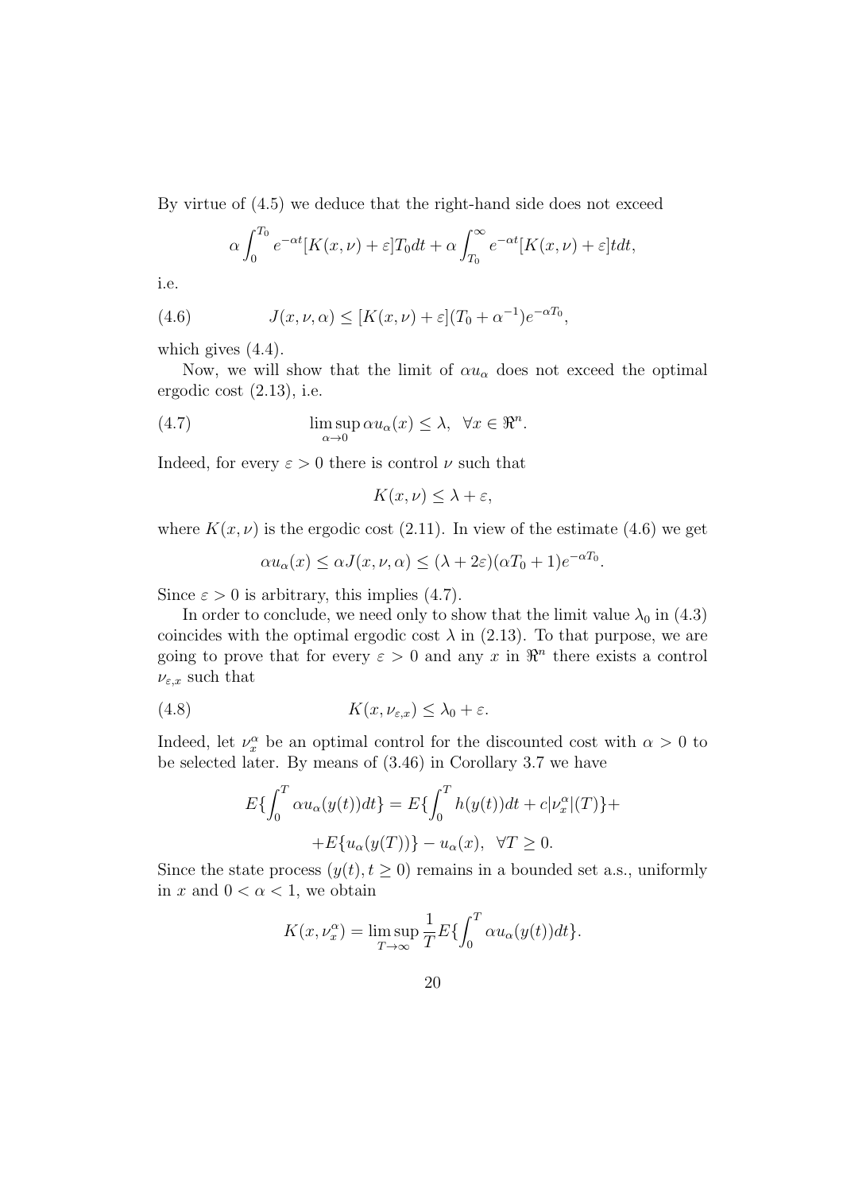By virtue of (4.5) we deduce that the right-hand side does not exceed

$$\alpha \int_0^{T_0} e^{-\alpha t} [K(x, \nu) + \varepsilon] T_0 dt + \alpha \int_{T_0}^{\infty} e^{-\alpha t} [K(x, \nu) + \varepsilon] t dt,$$

i.e.

$$J(x, \nu, \alpha) \leq [K(x, \nu) + \varepsilon](T_0 + \alpha^{-1}) e^{-\alpha T_0}, \tag{4.6}$$

which gives (4.4).

Now, we will show that the limit of $\alpha u_\alpha$ does not exceed the optimal ergodic cost (2.13), i.e.

$$\limsup_{\alpha \to 0} \alpha u_\alpha(x) \leq \lambda, \quad \forall x \in \Re^n. \tag{4.7}$$

Indeed, for every $\varepsilon > 0$ there is control $\nu$ such that

$$K(x, \nu) \leq \lambda + \varepsilon,$$

where $K(x, \nu)$ is the ergodic cost (2.11). In view of the estimate (4.6) we get

$$\alpha u_\alpha(x) \leq \alpha J(x, \nu, \alpha) \leq (\lambda + 2\varepsilon)(\alpha T_0 + 1) e^{-\alpha T_0}.$$

Since $\varepsilon > 0$ is arbitrary, this implies (4.7).

In order to conclude, we need only to show that the limit value $\lambda_0$ in (4.3) coincides with the optimal ergodic cost $\lambda$ in (2.13). To that purpose, we are going to prove that for every $\varepsilon > 0$ and any $x$ in $\Re^n$ there exists a control $\nu_{\varepsilon,x}$ such that

$$K(x, \nu_{\varepsilon,x}) \leq \lambda_0 + \varepsilon. \tag{4.8}$$

Indeed, let $\nu_x^\alpha$ be an optimal control for the discounted cost with $\alpha > 0$ to be selected later. By means of (3.46) in Corollary 3.7 we have

$$E\{\int_0^T \alpha u_\alpha(y(t)) dt\} = E\{\int_0^T h(y(t)) dt + c|\nu_x^\alpha|(T)\} +$$
$$+ E\{u_\alpha(y(T))\} - u_\alpha(x), \quad \forall T \geq 0.$$

Since the state process $(y(t), t \geq 0)$ remains in a bounded set a.s., uniformly in $x$ and $0 < \alpha < 1$, we obtain

$$K(x, \nu_x^\alpha) = \limsup_{T \to \infty} \frac{1}{T} E\{\int_0^T \alpha u_\alpha(y(t)) dt\}.$$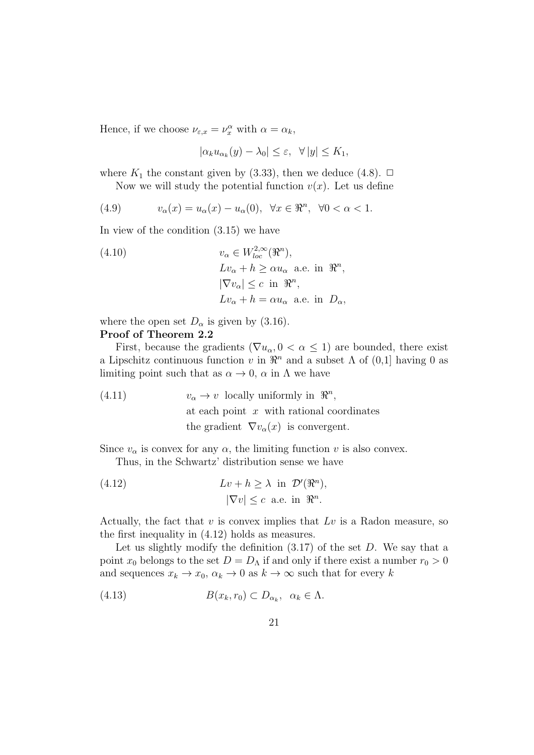Hence, if we choose $\nu_{\varepsilon,x} = \nu_x^\alpha$ with $\alpha = \alpha_k$,

$$|\alpha_k u_{\alpha_k}(y) - \lambda_0| \leq \varepsilon, \ \ \forall \, |y| \leq K_1,$$

where $K_1$ the constant given by (3.33), then we deduce (4.8). $\square$

Now we will study the potential function $v(x)$. Let us define

$$v_\alpha(x) = u_\alpha(x) - u_\alpha(0), \ \ \forall x \in \Re^n, \ \ \forall 0 < \alpha < 1. \tag{4.9}$$

In view of the condition (3.15) we have

$$\begin{aligned} & v_\alpha \in W^{2,\infty}_{loc}(\Re^n), \\ & Lv_\alpha + h \geq \alpha u_\alpha \ \text{ a.e. in } \ \Re^n, \\ & |\nabla v_\alpha| \leq c \ \text{ in } \ \Re^n, \\ & Lv_\alpha + h = \alpha u_\alpha \ \text{ a.e. in } \ D_\alpha, \end{aligned} \tag{4.10}$$

where the open set $D_\alpha$ is given by (3.16).

**Proof of Theorem 2.2**

First, because the gradients $(\nabla u_\alpha, 0 < \alpha \leq 1)$ are bounded, there exist a Lipschitz continuous function $v$ in $\Re^n$ and a subset $\Lambda$ of (0,1] having 0 as limiting point such that as $\alpha \to 0$, $\alpha$ in $\Lambda$ we have

$$\begin{aligned} & v_\alpha \to v \ \text{ locally uniformly in } \ \Re^n, \\ & \text{at each point } \ x \ \text{ with rational coordinates} \\ & \text{the gradient } \ \nabla v_\alpha(x) \ \text{ is convergent.} \end{aligned} \tag{4.11}$$

Since $v_\alpha$ is convex for any $\alpha$, the limiting function $v$ is also convex.

Thus, in the Schwartz' distribution sense we have

$$\begin{aligned} & Lv + h \geq \lambda \ \text{ in } \ \mathcal{D}'(\Re^n), \\ & |\nabla v| \leq c \ \text{ a.e. in } \ \Re^n. \end{aligned} \tag{4.12}$$

Actually, the fact that $v$ is convex implies that $Lv$ is a Radon measure, so the first inequality in (4.12) holds as measures.

Let us slightly modify the definition (3.17) of the set $D$. We say that a point $x_0$ belongs to the set $D = D_\Lambda$ if and only if there exist a number $r_0 > 0$ and sequences $x_k \to x_0$, $\alpha_k \to 0$ as $k \to \infty$ such that for every $k$

$$B(x_k, r_0) \subset D_{\alpha_k}, \ \ \alpha_k \in \Lambda. \tag{4.13}$$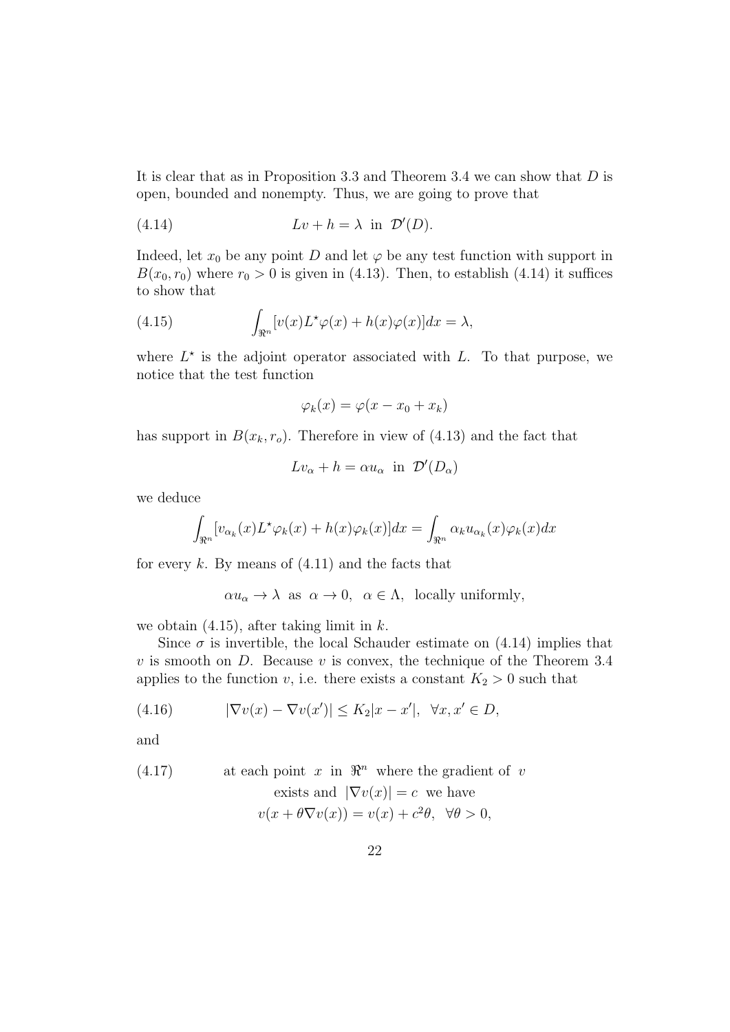It is clear that as in Proposition 3.3 and Theorem 3.4 we can show that $D$ is open, bounded and nonempty. Thus, we are going to prove that

$$Lv + h = \lambda \text{ in } \mathcal{D}'(D). \tag{4.14}$$

Indeed, let $x_0$ be any point $D$ and let $\varphi$ be any test function with support in $B(x_0, r_0)$ where $r_0 > 0$ is given in (4.13). Then, to establish (4.14) it suffices to show that

$$\int_{\Re^n} [v(x)L^\star\varphi(x) + h(x)\varphi(x)]dx = \lambda, \tag{4.15}$$

where $L^\star$ is the adjoint operator associated with $L$. To that purpose, we notice that the test function

$$\varphi_k(x) = \varphi(x - x_0 + x_k)$$

has support in $B(x_k, r_o)$. Therefore in view of (4.13) and the fact that

$$Lv_\alpha + h = \alpha u_\alpha \text{ in } \mathcal{D}'(D_\alpha)$$

we deduce

$$\int_{\Re^n} [v_{\alpha_k}(x)L^\star\varphi_k(x) + h(x)\varphi_k(x)]dx = \int_{\Re^n} \alpha_k u_{\alpha_k}(x)\varphi_k(x)dx$$

for every $k$. By means of (4.11) and the facts that

$$\alpha u_\alpha \to \lambda \text{ as } \alpha \to 0, \ \ \alpha \in \Lambda, \ \text{ locally uniformly},$$

we obtain (4.15), after taking limit in $k$.

Since $\sigma$ is invertible, the local Schauder estimate on (4.14) implies that $v$ is smooth on $D$. Because $v$ is convex, the technique of the Theorem 3.4 applies to the function $v$, i.e. there exists a constant $K_2 > 0$ such that

$$|\nabla v(x) - \nabla v(x')| \le K_2|x - x'|, \ \ \forall x, x' \in D, \tag{4.16}$$

and

$$\begin{aligned} &\text{at each point } x \text{ in } \Re^n \text{ where the gradient of } v \\ &\text{exists and } |\nabla v(x)| = c \text{ we have} \\ &v(x + \theta\nabla v(x)) = v(x) + c^2\theta, \ \ \forall \theta > 0, \end{aligned} \tag{4.17}$$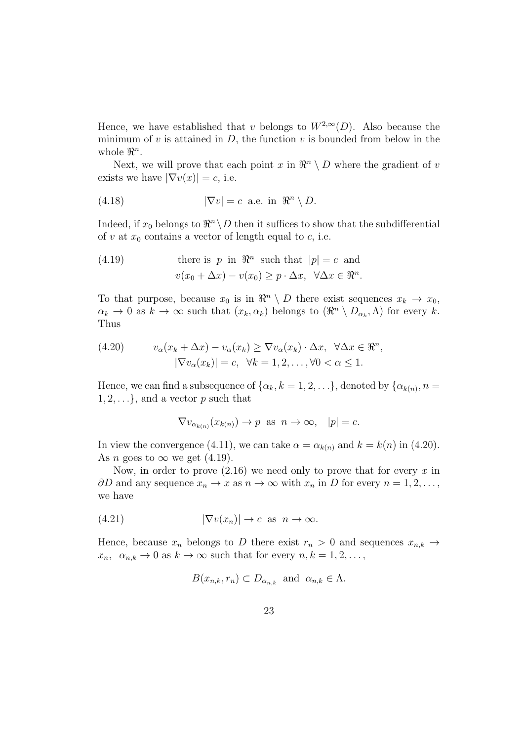Hence, we have established that $v$ belongs to $W^{2,\infty}(D)$. Also because the minimum of $v$ is attained in $D$, the function $v$ is bounded from below in the whole $\Re^n$.

Next, we will prove that each point $x$ in $\Re^n \setminus D$ where the gradient of $v$ exists we have $|\nabla v(x)| = c$, i.e.

$$|\nabla v| = c \text{ a.e. in } \Re^n \setminus D. \tag{4.18}$$

Indeed, if $x_0$ belongs to $\Re^n \setminus D$ then it suffices to show that the subdifferential of $v$ at $x_0$ contains a vector of length equal to $c$, i.e.

$$\begin{aligned} &\text{there is } p \text{ in } \Re^n \text{ such that } |p| = c \text{ and} \\ &v(x_0 + \Delta x) - v(x_0) \geq p \cdot \Delta x, \quad \forall \Delta x \in \Re^n. \end{aligned} \tag{4.19}$$

To that purpose, because $x_0$ is in $\Re^n \setminus D$ there exist sequences $x_k \to x_0$, $\alpha_k \to 0$ as $k \to \infty$ such that $(x_k, \alpha_k)$ belongs to $(\Re^n \setminus D_{\alpha_k}, \Lambda)$ for every $k$. Thus

$$\begin{aligned} &v_\alpha(x_k + \Delta x) - v_\alpha(x_k) \geq \nabla v_\alpha(x_k) \cdot \Delta x, \quad \forall \Delta x \in \Re^n, \\ &|\nabla v_\alpha(x_k)| = c, \quad \forall k = 1, 2, \ldots, \forall 0 < \alpha \leq 1. \end{aligned} \tag{4.20}$$

Hence, we can find a subsequence of $\{\alpha_k, k = 1, 2, \ldots\}$, denoted by $\{\alpha_{k(n)}, n = 1, 2, \ldots\}$, and a vector $p$ such that

$$\nabla v_{\alpha_{k(n)}}(x_{k(n)}) \to p \text{ as } n \to \infty, \quad |p| = c.$$

In view the convergence (4.11), we can take $\alpha = \alpha_{k(n)}$ and $k = k(n)$ in (4.20). As $n$ goes to $\infty$ we get (4.19).

Now, in order to prove (2.16) we need only to prove that for every $x$ in $\partial D$ and any sequence $x_n \to x$ as $n \to \infty$ with $x_n$ in $D$ for every $n = 1, 2, \ldots$, we have

$$|\nabla v(x_n)| \to c \text{ as } n \to \infty. \tag{4.21}$$

Hence, because $x_n$ belongs to $D$ there exist $r_n > 0$ and sequences $x_{n,k} \to x_n$, $\alpha_{n,k} \to 0$ as $k \to \infty$ such that for every $n, k = 1, 2, \ldots$,

$$B(x_{n,k}, r_n) \subset D_{\alpha_{n,k}} \text{ and } \alpha_{n,k} \in \Lambda.$$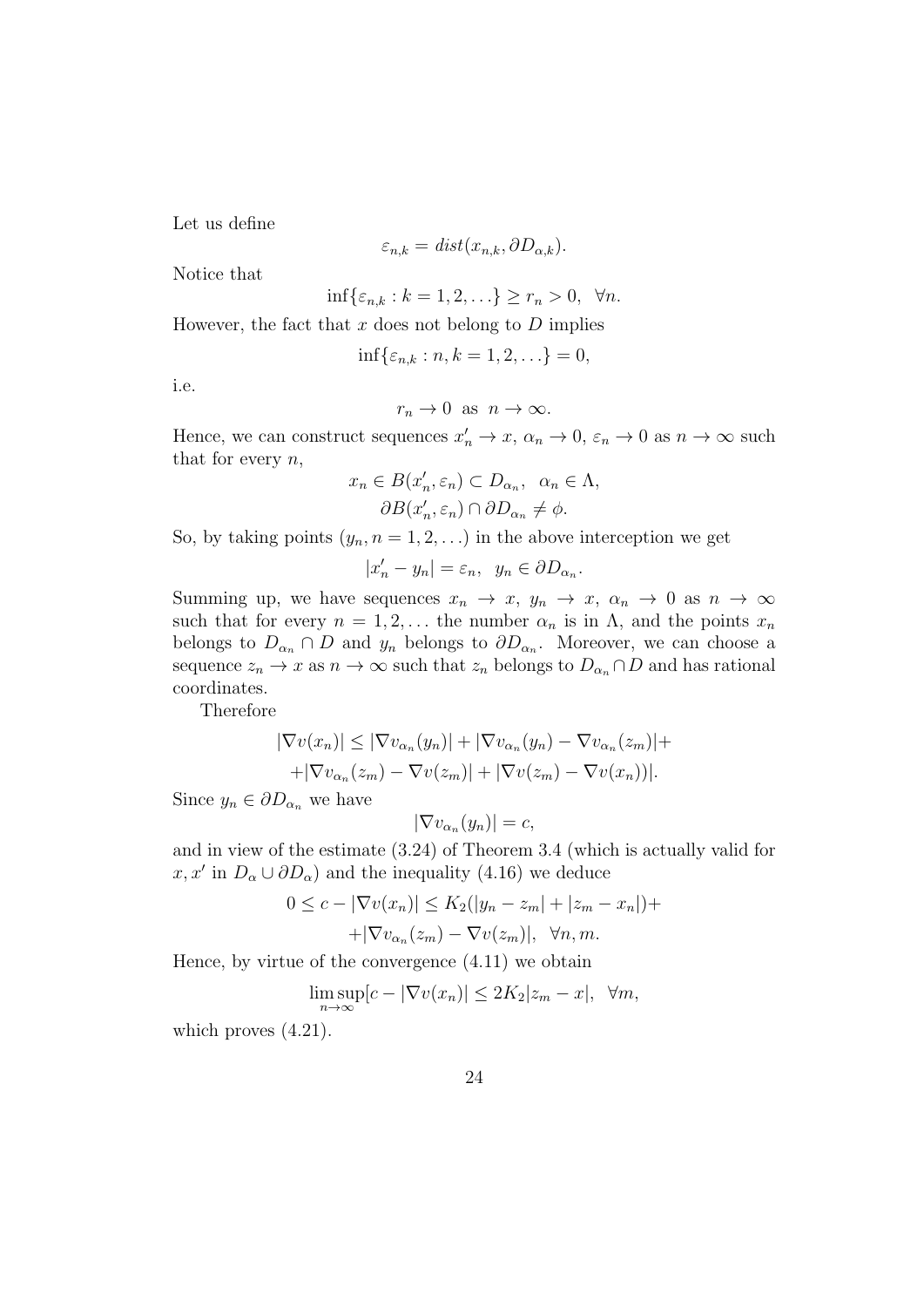Let us define

$$\varepsilon_{n,k} = dist(x_{n,k}, \partial D_{\alpha,k}).$$

Notice that

$$\inf\{\varepsilon_{n,k} : k = 1, 2, \ldots\} \geq r_n > 0, \quad \forall n.$$

However, the fact that $x$ does not belong to $D$ implies

$$\inf\{\varepsilon_{n,k} : n, k = 1, 2, \ldots\} = 0,$$

i.e.

$$r_n \to 0 \;\text{ as }\; n \to \infty.$$

Hence, we can construct sequences $x'_n \to x$, $\alpha_n \to 0$, $\varepsilon_n \to 0$ as $n \to \infty$ such that for every $n$,

$$x_n \in B(x'_n, \varepsilon_n) \subset D_{\alpha_n}, \quad \alpha_n \in \Lambda,$$
$$\partial B(x'_n, \varepsilon_n) \cap \partial D_{\alpha_n} \neq \phi.$$

So, by taking points $(y_n, n = 1, 2, \ldots)$ in the above interception we get

$$|x'_n - y_n| = \varepsilon_n, \quad y_n \in \partial D_{\alpha_n}.$$

Summing up, we have sequences $x_n \to x$, $y_n \to x$, $\alpha_n \to 0$ as $n \to \infty$ such that for every $n = 1, 2, \ldots$ the number $\alpha_n$ is in $\Lambda$, and the points $x_n$ belongs to $D_{\alpha_n} \cap D$ and $y_n$ belongs to $\partial D_{\alpha_n}$. Moreover, we can choose a sequence $z_n \to x$ as $n \to \infty$ such that $z_n$ belongs to $D_{\alpha_n} \cap D$ and has rational coordinates.

Therefore

$$|\nabla v(x_n)| \leq |\nabla v_{\alpha_n}(y_n)| + |\nabla v_{\alpha_n}(y_n) - \nabla v_{\alpha_n}(z_m)| +$$
$$+ |\nabla v_{\alpha_n}(z_m) - \nabla v(z_m)| + |\nabla v(z_m) - \nabla v(x_n))|.$$

Since $y_n \in \partial D_{\alpha_n}$ we have

$$|\nabla v_{\alpha_n}(y_n)| = c,$$

and in view of the estimate (3.24) of Theorem 3.4 (which is actually valid for $x, x'$ in $D_\alpha \cup \partial D_\alpha$) and the inequality (4.16) we deduce

$$0 \leq c - |\nabla v(x_n)| \leq K_2(|y_n - z_m| + |z_m - x_n|) +$$
$$+ |\nabla v_{\alpha_n}(z_m) - \nabla v(z_m)|, \quad \forall n, m.$$

Hence, by virtue of the convergence (4.11) we obtain

$$\limsup_{n\to\infty} [c - |\nabla v(x_n)| \leq 2K_2 |z_m - x|, \quad \forall m,$$

which proves (4.21).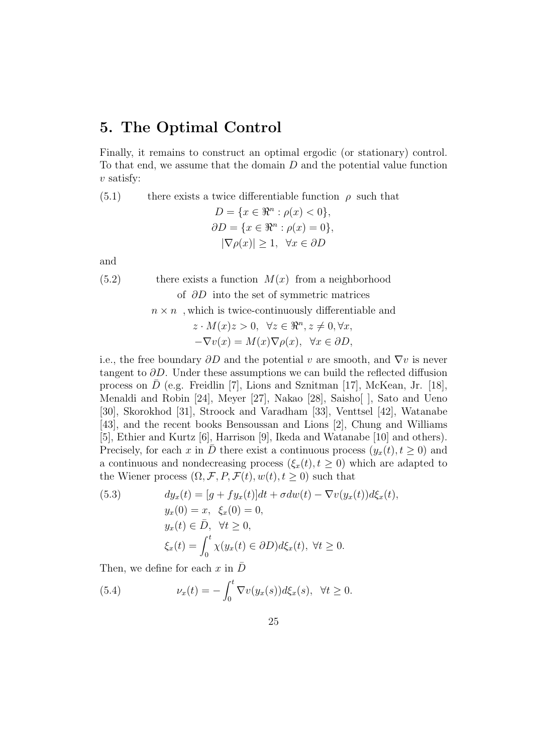# 5. The Optimal Control

Finally, it remains to construct an optimal ergodic (or stationary) control. To that end, we assume that the domain $D$ and the potential value function $v$ satisfy:

$$
\tag{5.1}
\begin{gathered}
\text{there exists a twice differentiable function } \rho \text{ such that} \\
D = \{x \in \Re^n : \rho(x) < 0\}, \\
\partial D = \{x \in \Re^n : \rho(x) = 0\}, \\
|\nabla \rho(x)| \geq 1, \quad \forall x \in \partial D
\end{gathered}
$$

and

$$
\tag{5.2}
\begin{gathered}
\text{there exists a function } M(x) \text{ from a neighborhood} \\
\text{of } \partial D \text{ into the set of symmetric matrices} \\
n \times n \text{ , which is twice-continuously differentiable and} \\
z \cdot M(x) z > 0, \quad \forall z \in \Re^n, z \neq 0, \forall x, \\
-\nabla v(x) = M(x) \nabla \rho(x), \quad \forall x \in \partial D,
\end{gathered}
$$

i.e., the free boundary $\partial D$ and the potential $v$ are smooth, and $\nabla v$ is never tangent to $\partial D$. Under these assumptions we can build the reflected diffusion process on $\bar{D}$ (e.g. Freidlin [7], Lions and Sznitman [17], McKean, Jr. [18], Menaldi and Robin [24], Meyer [27], Nakao [28], Saisho[ ], Sato and Ueno [30], Skorokhod [31], Stroock and Varadham [33], Venttsel [42], Watanabe [43], and the recent books Bensoussan and Lions [2], Chung and Williams [5], Ethier and Kurtz [6], Harrison [9], Ikeda and Watanabe [10] and others). Precisely, for each $x$ in $\bar{D}$ there exist a continuous process $(y_x(t), t \geq 0)$ and a continuous and nondecreasing process $(\xi_x(t), t \geq 0)$ which are adapted to the Wiener process $(\Omega, \mathcal{F}, P, \mathcal{F}(t), w(t), t \geq 0)$ such that

$$
\tag{5.3}
\begin{aligned}
& dy_x(t) = [g + f y_x(t)]dt + \sigma dw(t) - \nabla v(y_x(t)) d\xi_x(t), \\
& y_x(0) = x, \;\; \xi_x(0) = 0, \\
& y_x(t) \in \bar{D}, \;\; \forall t \geq 0, \\
& \xi_x(t) = \int_0^t \chi(y_x(t) \in \partial D) d\xi_x(t), \; \forall t \geq 0.
\end{aligned}
$$

Then, we define for each $x$ in $\bar{D}$

$$
\tag{5.4}
\nu_x(t) = -\int_0^t \nabla v(y_x(s)) d\xi_x(s), \;\; \forall t \geq 0.
$$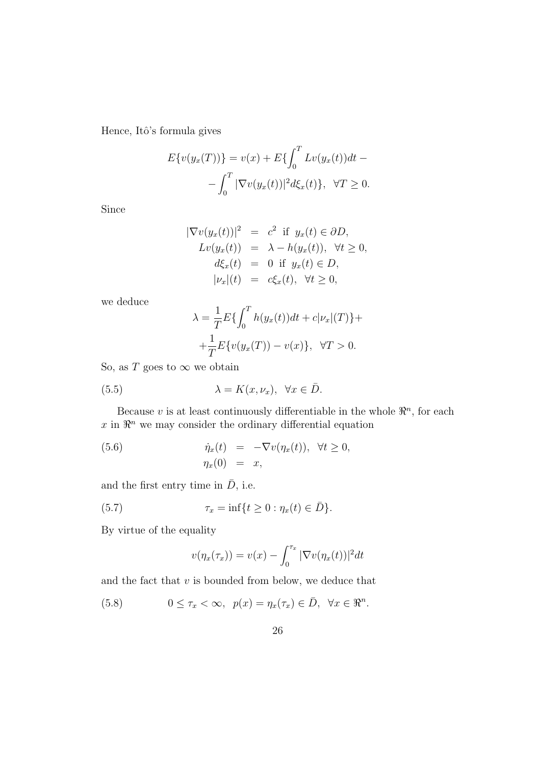Hence, Itô's formula gives

$$
E\{v(y_x(T))\} = v(x) + E\{\int_0^T Lv(y_x(t))dt - \\
- \int_0^T |\nabla v(y_x(t))|^2 d\xi_x(t)\}, \quad \forall T \geq 0.
$$

Since

$$
\begin{aligned}
|\nabla v(y_x(t))|^2 &= c^2 \text{ if } y_x(t) \in \partial D, \\
Lv(y_x(t)) &= \lambda - h(y_x(t)), \quad \forall t \geq 0, \\
d\xi_x(t) &= 0 \text{ if } y_x(t) \in D, \\
|\nu_x|(t) &= c\xi_x(t), \quad \forall t \geq 0,
\end{aligned}
$$

we deduce

$$
\lambda = \frac{1}{T} E\{\int_0^T h(y_x(t))dt + c|\nu_x|(T)\} + \\
+ \frac{1}{T} E\{v(y_x(T)) - v(x)\}, \quad \forall T > 0.
$$

So, as $T$ goes to $\infty$ we obtain

$$
\lambda = K(x, \nu_x), \quad \forall x \in \bar{D}. \tag{5.5}
$$

Because $v$ is at least continuously differentiable in the whole $\Re^n$, for each $x$ in $\Re^n$ we may consider the ordinary differential equation

$$
\begin{aligned}
\dot{\eta}_x(t) &= -\nabla v(\eta_x(t)), \quad \forall t \geq 0, \\
\eta_x(0) &= x,
\end{aligned} \tag{5.6}
$$

and the first entry time in $\bar{D}$, i.e.

$$
\tau_x = \inf\{t \geq 0 : \eta_x(t) \in \bar{D}\}. \tag{5.7}
$$

By virtue of the equality

$$
v(\eta_x(\tau_x)) = v(x) - \int_0^{\tau_x} |\nabla v(\eta_x(t))|^2 dt
$$

and the fact that $v$ is bounded from below, we deduce that

$$
0 \leq \tau_x < \infty, \quad p(x) = \eta_x(\tau_x) \in \bar{D}, \quad \forall x \in \Re^n. \tag{5.8}
$$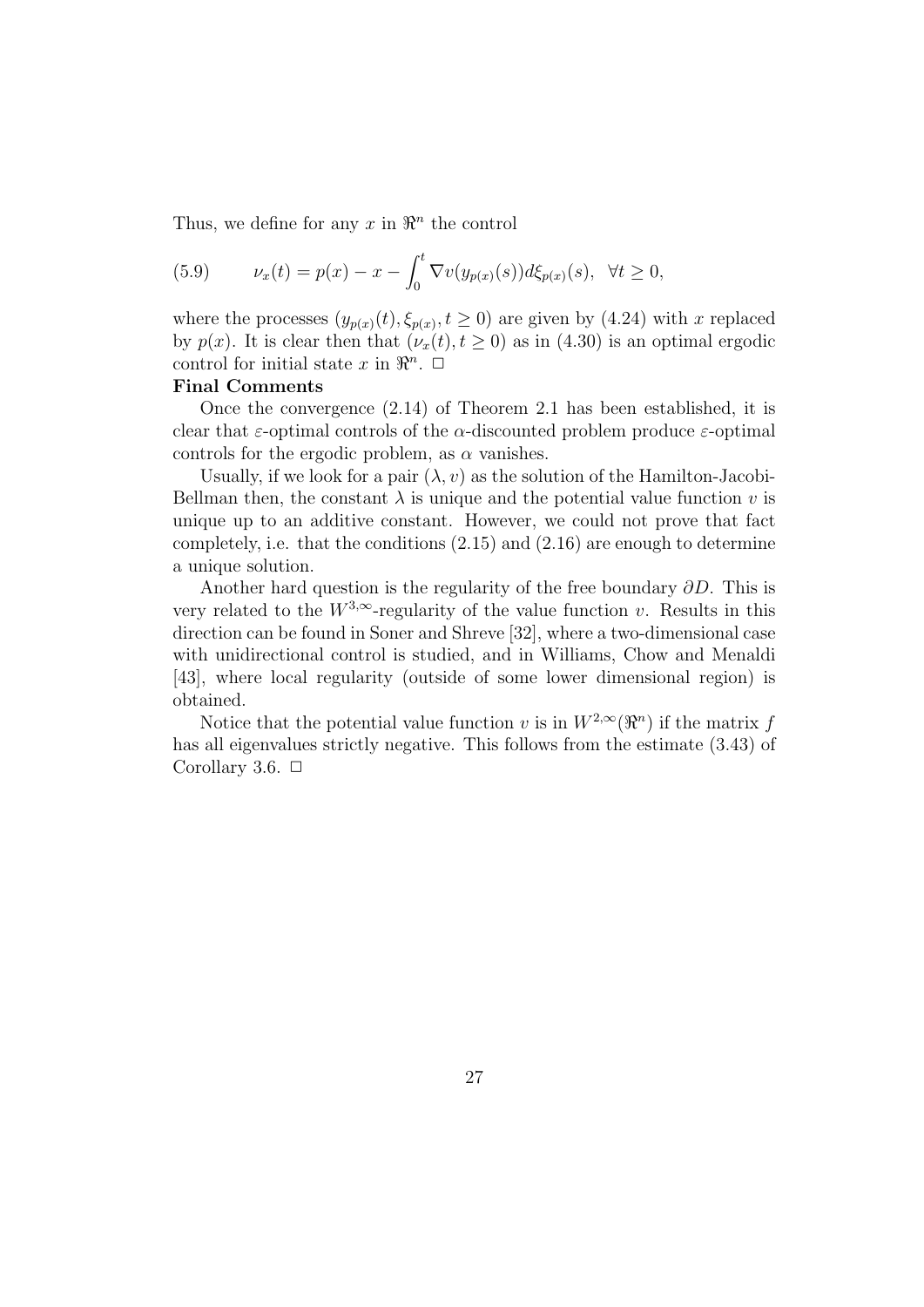Thus, we define for any $x$ in $\Re^n$ the control

$$\nu_x(t) = p(x) - x - \int_0^t \nabla v(y_{p(x)}(s)) d\xi_{p(x)}(s), \ \ \forall t \geq 0, \tag{5.9}$$

where the processes $(y_{p(x)}(t), \xi_{p(x)}, t \geq 0)$ are given by (4.24) with $x$ replaced by $p(x)$. It is clear then that $(\nu_x(t), t \geq 0)$ as in (4.30) is an optimal ergodic control for initial state $x$ in $\Re^n$. $\Box$

**Final Comments**

Once the convergence (2.14) of Theorem 2.1 has been established, it is clear that $\varepsilon$-optimal controls of the $\alpha$-discounted problem produce $\varepsilon$-optimal controls for the ergodic problem, as $\alpha$ vanishes.

Usually, if we look for a pair $(\lambda, v)$ as the solution of the Hamilton-Jacobi-Bellman then, the constant $\lambda$ is unique and the potential value function $v$ is unique up to an additive constant. However, we could not prove that fact completely, i.e. that the conditions (2.15) and (2.16) are enough to determine a unique solution.

Another hard question is the regularity of the free boundary $\partial D$. This is very related to the $W^{3,\infty}$-regularity of the value function $v$. Results in this direction can be found in Soner and Shreve [32], where a two-dimensional case with unidirectional control is studied, and in Williams, Chow and Menaldi [43], where local regularity (outside of some lower dimensional region) is obtained.

Notice that the potential value function $v$ is in $W^{2,\infty}(\Re^n)$ if the matrix $f$ has all eigenvalues strictly negative. This follows from the estimate (3.43) of Corollary 3.6. $\Box$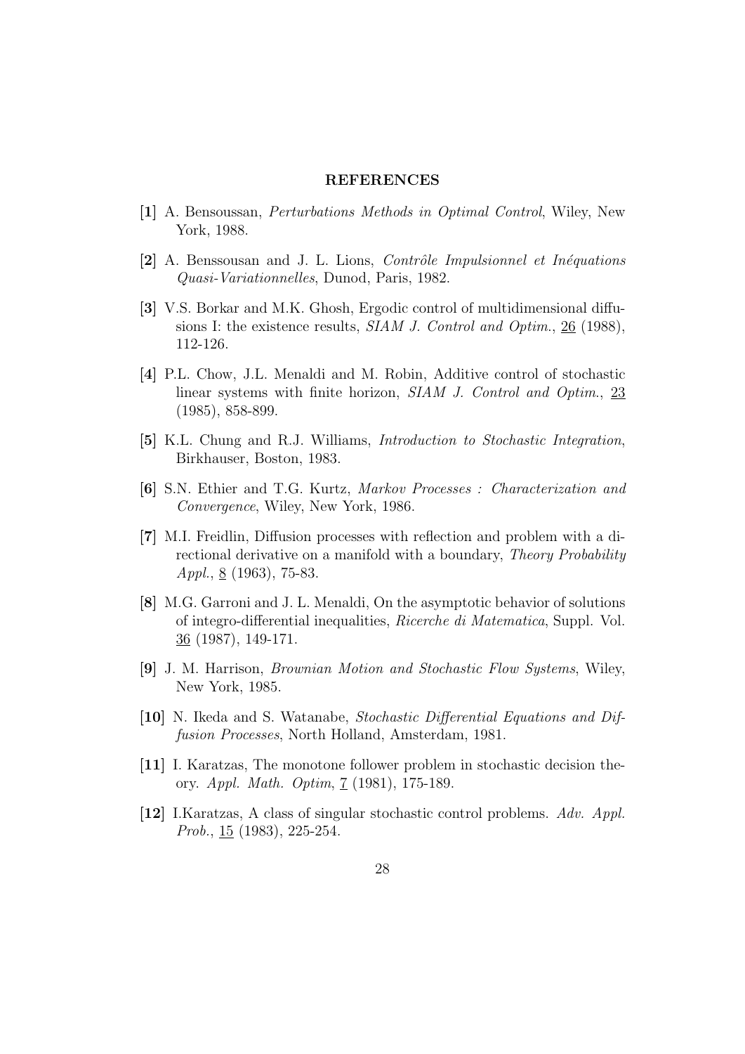## REFERENCES

**[1]** A. Bensoussan, *Perturbations Methods in Optimal Control*, Wiley, New York, 1988.

**[2]** A. Benssousan and J. L. Lions, *Contrôle Impulsionnel et Inéquations Quasi-Variationnelles*, Dunod, Paris, 1982.

**[3]** V.S. Borkar and M.K. Ghosh, Ergodic control of multidimensional diffusions I: the existence results, *SIAM J. Control and Optim.*, 26 (1988), 112-126.

**[4]** P.L. Chow, J.L. Menaldi and M. Robin, Additive control of stochastic linear systems with finite horizon, *SIAM J. Control and Optim.*, 23 (1985), 858-899.

**[5]** K.L. Chung and R.J. Williams, *Introduction to Stochastic Integration*, Birkhauser, Boston, 1983.

**[6]** S.N. Ethier and T.G. Kurtz, *Markov Processes : Characterization and Convergence*, Wiley, New York, 1986.

**[7]** M.I. Freidlin, Diffusion processes with reflection and problem with a directional derivative on a manifold with a boundary, *Theory Probability Appl.*, 8 (1963), 75-83.

**[8]** M.G. Garroni and J. L. Menaldi, On the asymptotic behavior of solutions of integro-differential inequalities, *Ricerche di Matematica*, Suppl. Vol. 36 (1987), 149-171.

**[9]** J. M. Harrison, *Brownian Motion and Stochastic Flow Systems*, Wiley, New York, 1985.

**[10]** N. Ikeda and S. Watanabe, *Stochastic Differential Equations and Diffusion Processes*, North Holland, Amsterdam, 1981.

**[11]** I. Karatzas, The monotone follower problem in stochastic decision theory. *Appl. Math. Optim*, 7 (1981), 175-189.

**[12]** I.Karatzas, A class of singular stochastic control problems. *Adv. Appl. Prob.*, 15 (1983), 225-254.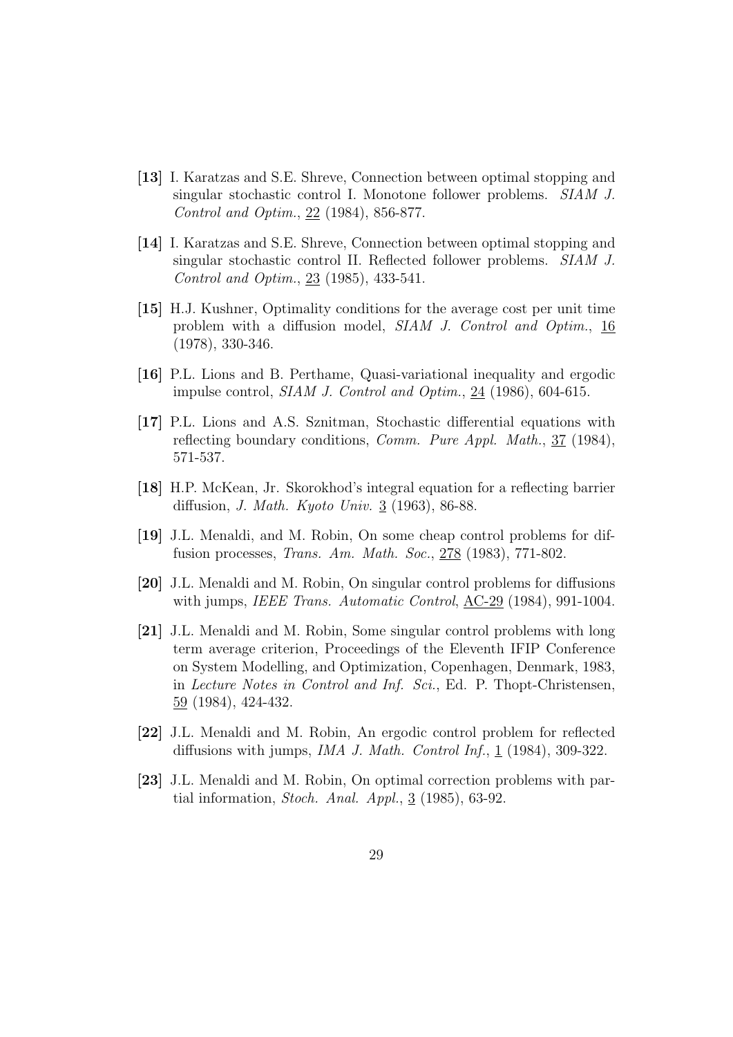**[13]** I. Karatzas and S.E. Shreve, Connection between optimal stopping and singular stochastic control I. Monotone follower problems. *SIAM J. Control and Optim.*, 22 (1984), 856-877.

**[14]** I. Karatzas and S.E. Shreve, Connection between optimal stopping and singular stochastic control II. Reflected follower problems. *SIAM J. Control and Optim.*, 23 (1985), 433-541.

**[15]** H.J. Kushner, Optimality conditions for the average cost per unit time problem with a diffusion model, *SIAM J. Control and Optim.*, 16 (1978), 330-346.

**[16]** P.L. Lions and B. Perthame, Quasi-variational inequality and ergodic impulse control, *SIAM J. Control and Optim.*, 24 (1986), 604-615.

**[17]** P.L. Lions and A.S. Sznitman, Stochastic differential equations with reflecting boundary conditions, *Comm. Pure Appl. Math.*, 37 (1984), 571-537.

**[18]** H.P. McKean, Jr. Skorokhod's integral equation for a reflecting barrier diffusion, *J. Math. Kyoto Univ.* 3 (1963), 86-88.

**[19]** J.L. Menaldi, and M. Robin, On some cheap control problems for diffusion processes, *Trans. Am. Math. Soc.*, 278 (1983), 771-802.

**[20]** J.L. Menaldi and M. Robin, On singular control problems for diffusions with jumps, *IEEE Trans. Automatic Control*, AC-29 (1984), 991-1004.

**[21]** J.L. Menaldi and M. Robin, Some singular control problems with long term average criterion, Proceedings of the Eleventh IFIP Conference on System Modelling, and Optimization, Copenhagen, Denmark, 1983, in *Lecture Notes in Control and Inf. Sci.*, Ed. P. Thopt-Christensen, 59 (1984), 424-432.

**[22]** J.L. Menaldi and M. Robin, An ergodic control problem for reflected diffusions with jumps, *IMA J. Math. Control Inf.*, 1 (1984), 309-322.

**[23]** J.L. Menaldi and M. Robin, On optimal correction problems with partial information, *Stoch. Anal. Appl.*, 3 (1985), 63-92.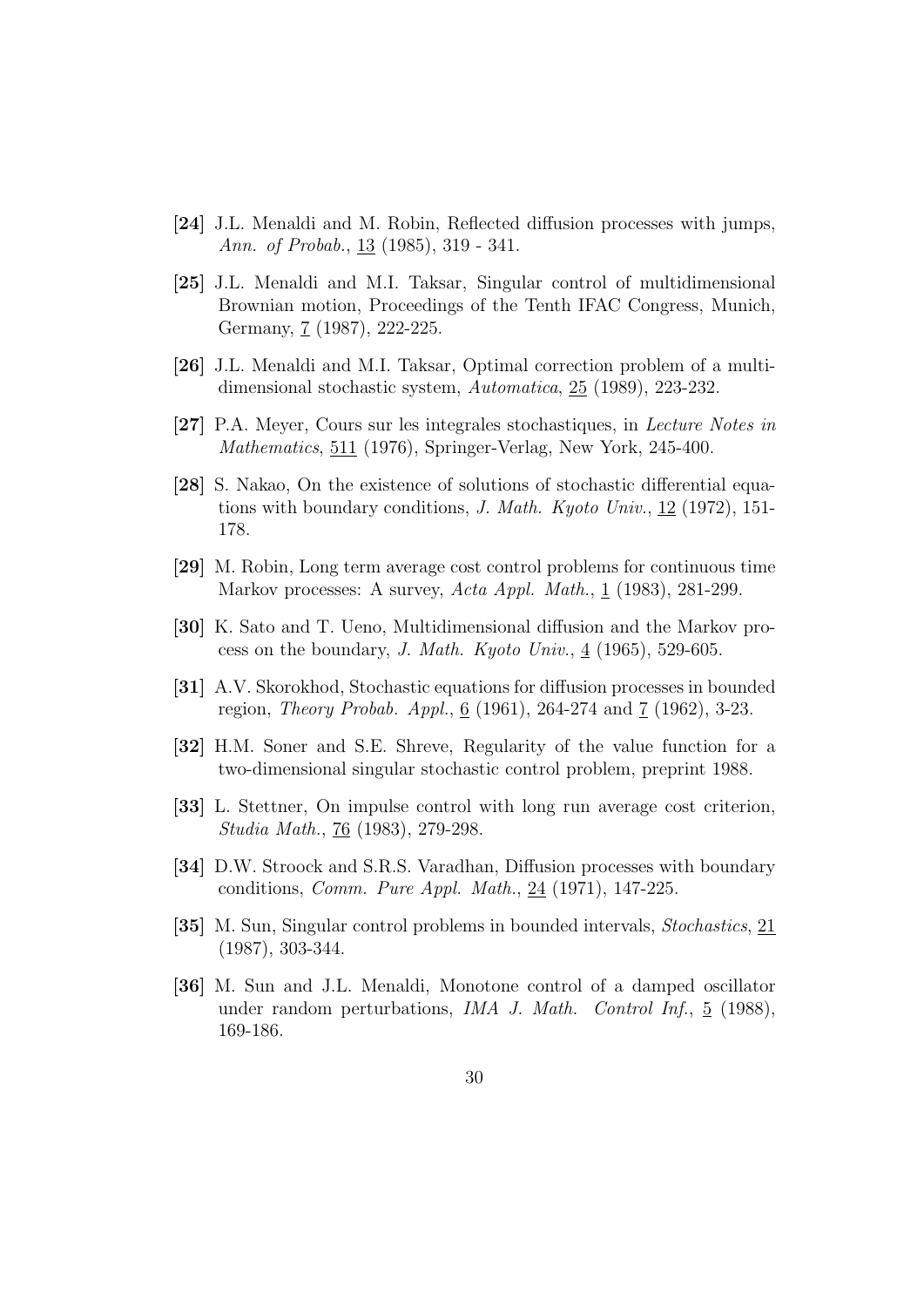**[24]** J.L. Menaldi and M. Robin, Reflected diffusion processes with jumps, *Ann. of Probab.*, 13 (1985), 319 - 341.

**[25]** J.L. Menaldi and M.I. Taksar, Singular control of multidimensional Brownian motion, Proceedings of the Tenth IFAC Congress, Munich, Germany, 7 (1987), 222-225.

**[26]** J.L. Menaldi and M.I. Taksar, Optimal correction problem of a multidimensional stochastic system, *Automatica*, 25 (1989), 223-232.

**[27]** P.A. Meyer, Cours sur les integrales stochastiques, in *Lecture Notes in Mathematics*, 511 (1976), Springer-Verlag, New York, 245-400.

**[28]** S. Nakao, On the existence of solutions of stochastic differential equations with boundary conditions, *J. Math. Kyoto Univ.*, 12 (1972), 151-178.

**[29]** M. Robin, Long term average cost control problems for continuous time Markov processes: A survey, *Acta Appl. Math.*, 1 (1983), 281-299.

**[30]** K. Sato and T. Ueno, Multidimensional diffusion and the Markov process on the boundary, *J. Math. Kyoto Univ.*, 4 (1965), 529-605.

**[31]** A.V. Skorokhod, Stochastic equations for diffusion processes in bounded region, *Theory Probab. Appl.*, 6 (1961), 264-274 and 7 (1962), 3-23.

**[32]** H.M. Soner and S.E. Shreve, Regularity of the value function for a two-dimensional singular stochastic control problem, preprint 1988.

**[33]** L. Stettner, On impulse control with long run average cost criterion, *Studia Math.*, 76 (1983), 279-298.

**[34]** D.W. Stroock and S.R.S. Varadhan, Diffusion processes with boundary conditions, *Comm. Pure Appl. Math.*, 24 (1971), 147-225.

**[35]** M. Sun, Singular control problems in bounded intervals, *Stochastics*, 21 (1987), 303-344.

**[36]** M. Sun and J.L. Menaldi, Monotone control of a damped oscillator under random perturbations, *IMA J. Math. Control Inf.*, 5 (1988), 169-186.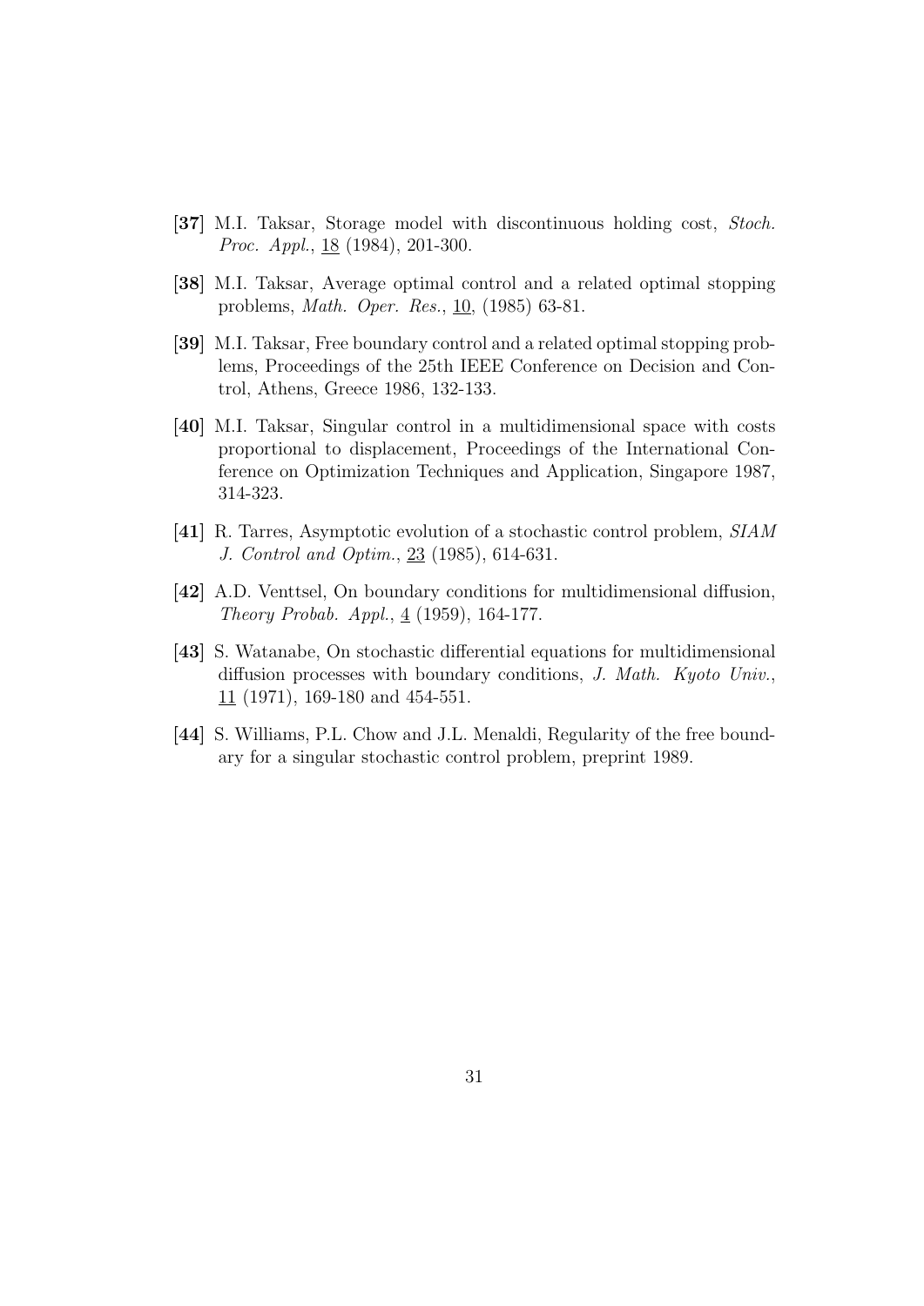**[37]** M.I. Taksar, Storage model with discontinuous holding cost, *Stoch. Proc. Appl.*, 18 (1984), 201-300.

**[38]** M.I. Taksar, Average optimal control and a related optimal stopping problems, *Math. Oper. Res.*, 10, (1985) 63-81.

**[39]** M.I. Taksar, Free boundary control and a related optimal stopping problems, Proceedings of the 25th IEEE Conference on Decision and Control, Athens, Greece 1986, 132-133.

**[40]** M.I. Taksar, Singular control in a multidimensional space with costs proportional to displacement, Proceedings of the International Conference on Optimization Techniques and Application, Singapore 1987, 314-323.

**[41]** R. Tarres, Asymptotic evolution of a stochastic control problem, *SIAM J. Control and Optim.*, 23 (1985), 614-631.

**[42]** A.D. Venttsel, On boundary conditions for multidimensional diffusion, *Theory Probab. Appl.*, 4 (1959), 164-177.

**[43]** S. Watanabe, On stochastic differential equations for multidimensional diffusion processes with boundary conditions, *J. Math. Kyoto Univ.*, 11 (1971), 169-180 and 454-551.

**[44]** S. Williams, P.L. Chow and J.L. Menaldi, Regularity of the free boundary for a singular stochastic control problem, preprint 1989.